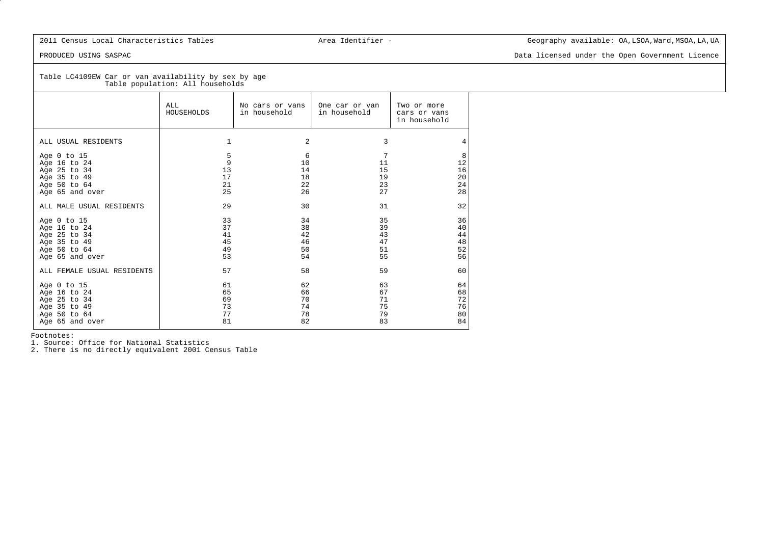2011 Census Local Characteristics Tables | Area Identifier - | Geography available: OA,LSOA,Ward,MSOA,LA,UA

PRODUCED USING SASPAC | Data licensed under the Open Government Licence

Table LC4109EW Car or van availability by sex by age
Table population: All households

| | ALL HOUSEHOLDS | No cars or vans in household | One car or van in household | Two or more cars or vans in household |
|---|---|---|---|---|
| ALL USUAL RESIDENTS | 1 | 2 | 3 | 4 |
| Age 0 to 15 | 5 | 6 | 7 | 8 |
| Age 16 to 24 | 9 | 10 | 11 | 12 |
| Age 25 to 34 | 13 | 14 | 15 | 16 |
| Age 35 to 49 | 17 | 18 | 19 | 20 |
| Age 50 to 64 | 21 | 22 | 23 | 24 |
| Age 65 and over | 25 | 26 | 27 | 28 |
| ALL MALE USUAL RESIDENTS | 29 | 30 | 31 | 32 |
| Age 0 to 15 | 33 | 34 | 35 | 36 |
| Age 16 to 24 | 37 | 38 | 39 | 40 |
| Age 25 to 34 | 41 | 42 | 43 | 44 |
| Age 35 to 49 | 45 | 46 | 47 | 48 |
| Age 50 to 64 | 49 | 50 | 51 | 52 |
| Age 65 and over | 53 | 54 | 55 | 56 |
| ALL FEMALE USUAL RESIDENTS | 57 | 58 | 59 | 60 |
| Age 0 to 15 | 61 | 62 | 63 | 64 |
| Age 16 to 24 | 65 | 66 | 67 | 68 |
| Age 25 to 34 | 69 | 70 | 71 | 72 |
| Age 35 to 49 | 73 | 74 | 75 | 76 |
| Age 50 to 64 | 77 | 78 | 79 | 80 |
| Age 65 and over | 81 | 82 | 83 | 84 |

Footnotes:
1. Source: Office for National Statistics
2. There is no directly equivalent 2001 Census Table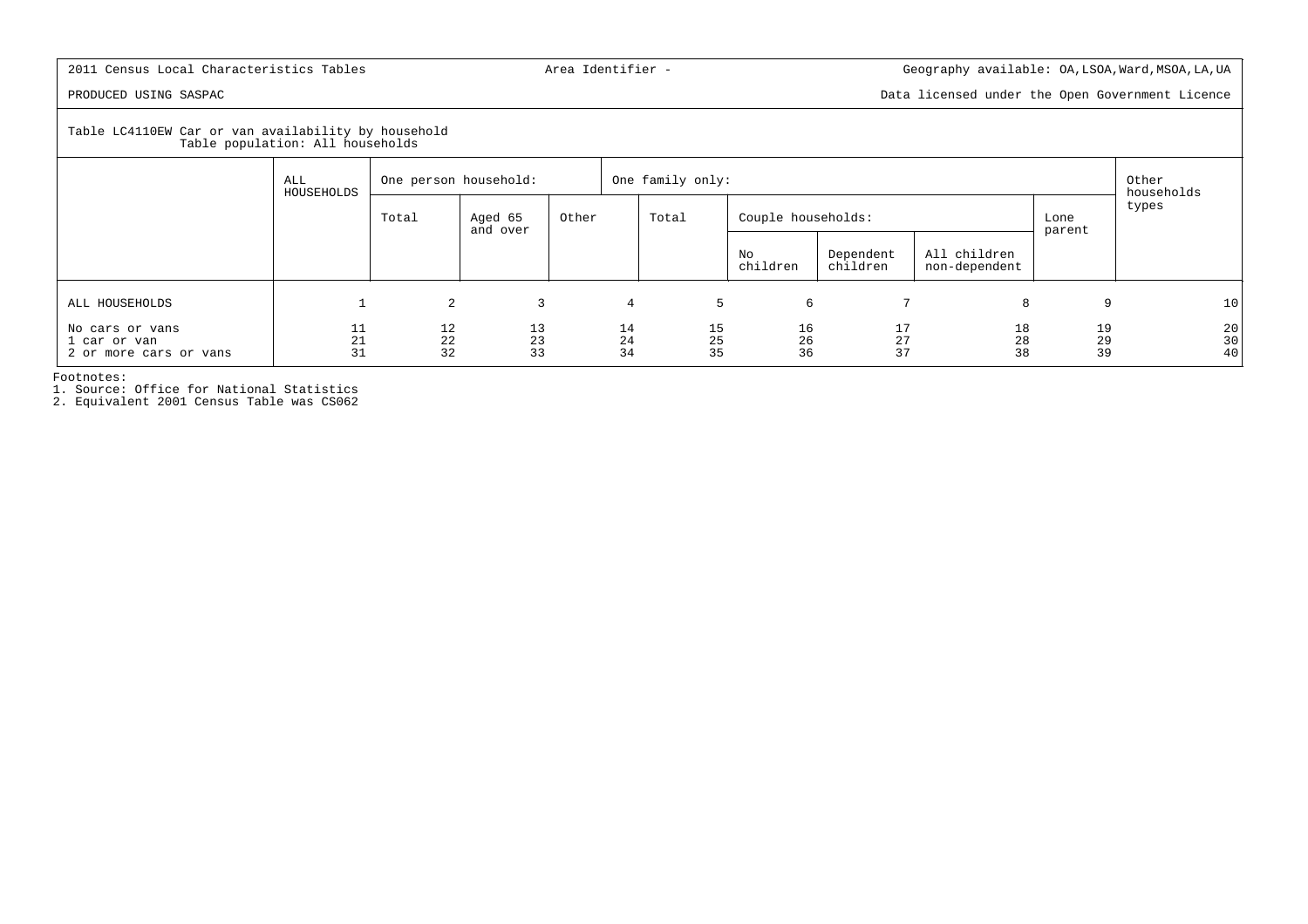2011 Census Local Characteristics Tables | Area Identifier - | Geography available: OA,LSOA,Ward,MSOA,LA,UA

PRODUCED USING SASPAC | Data licensed under the Open Government Licence

Table LC4110EW Car or van availability by household
Table population: All households

| | ALL HOUSEHOLDS | One person household: | | | One family only: | | | | | Other households types |
|---|---|---|---|---|---|---|---|---|---|---|
| | | Total | Aged 65 and over | Other | Total | Couple households: | | | Lone parent | |
| | | | | | | No children | Dependent children | All children non-dependent | | |
| ALL HOUSEHOLDS | 1 | 2 | 3 | 4 | 5 | 6 | 7 | 8 | 9 | 10 |
| No cars or vans | 11 | 12 | 13 | 14 | 15 | 16 | 17 | 18 | 19 | 20 |
| 1 car or van | 21 | 22 | 23 | 24 | 25 | 26 | 27 | 28 | 29 | 30 |
| 2 or more cars or vans | 31 | 32 | 33 | 34 | 35 | 36 | 37 | 38 | 39 | 40 |

Footnotes:
1. Source: Office for National Statistics
2. Equivalent 2001 Census Table was CS062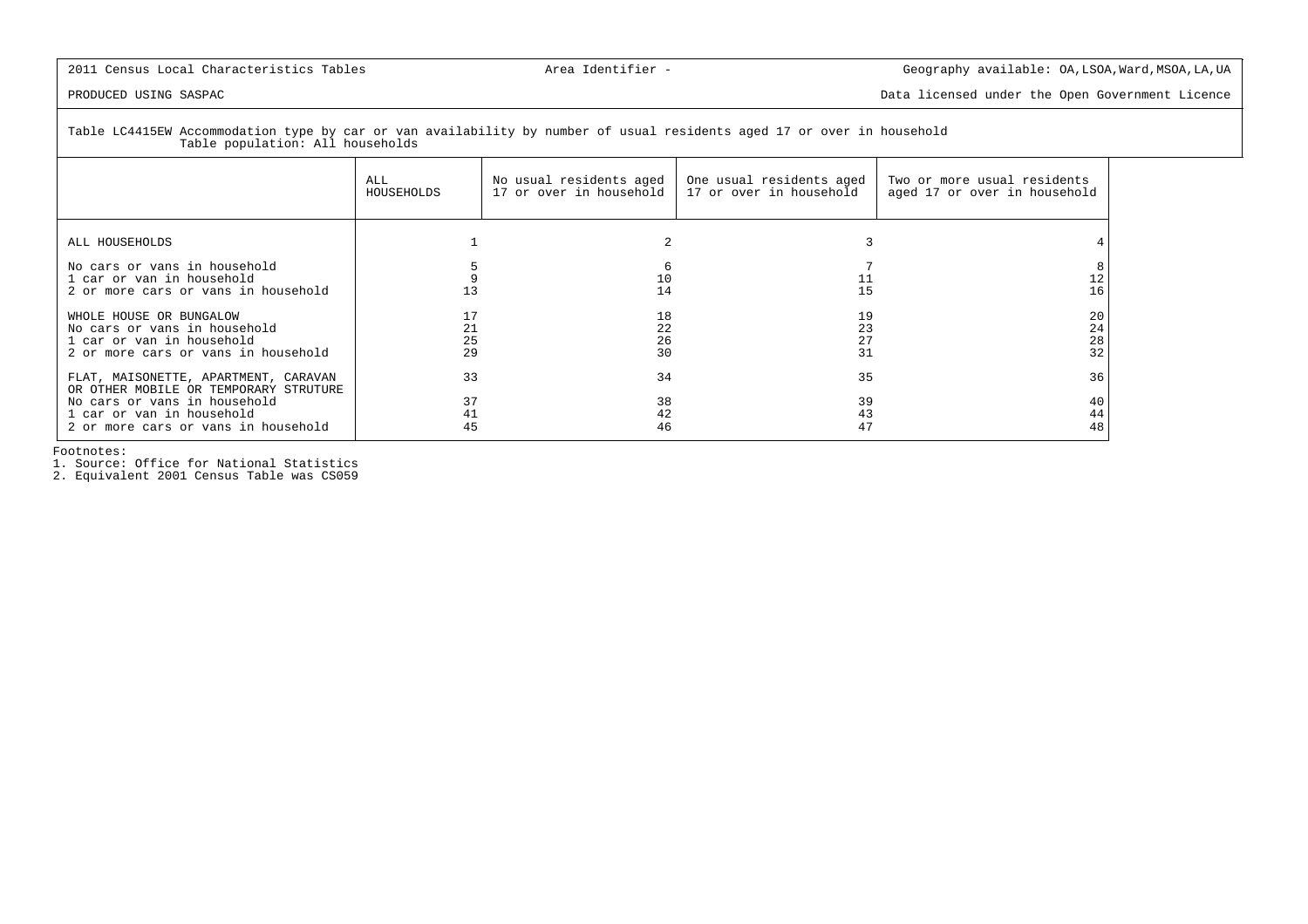2011 Census Local Characteristics Tables | Area Identifier - | Geography available: OA,LSOA,Ward,MSOA,LA,UA

PRODUCED USING SASPAC | Data licensed under the Open Government Licence

Table LC4415EW Accommodation type by car or van availability by number of usual residents aged 17 or over in household
Table population: All households

| | ALL HOUSEHOLDS | No usual residents aged 17 or over in household | One usual residents aged 17 or over in household | Two or more usual residents aged 17 or over in household |
|---|---|---|---|---|
| ALL HOUSEHOLDS | 1 | 2 | 3 | 4 |
| No cars or vans in household | 5 | 6 | 7 | 8 |
| 1 car or van in household | 9 | 10 | 11 | 12 |
| 2 or more cars or vans in household | 13 | 14 | 15 | 16 |
| WHOLE HOUSE OR BUNGALOW | 17 | 18 | 19 | 20 |
| No cars or vans in household | 21 | 22 | 23 | 24 |
| 1 car or van in household | 25 | 26 | 27 | 28 |
| 2 or more cars or vans in household | 29 | 30 | 31 | 32 |
| FLAT, MAISONETTE, APARTMENT, CARAVAN OR OTHER MOBILE OR TEMPORARY STRUTURE | 33 | 34 | 35 | 36 |
| No cars or vans in household | 37 | 38 | 39 | 40 |
| 1 car or van in household | 41 | 42 | 43 | 44 |
| 2 or more cars or vans in household | 45 | 46 | 47 | 48 |

Footnotes:
1. Source: Office for National Statistics
2. Equivalent 2001 Census Table was CS059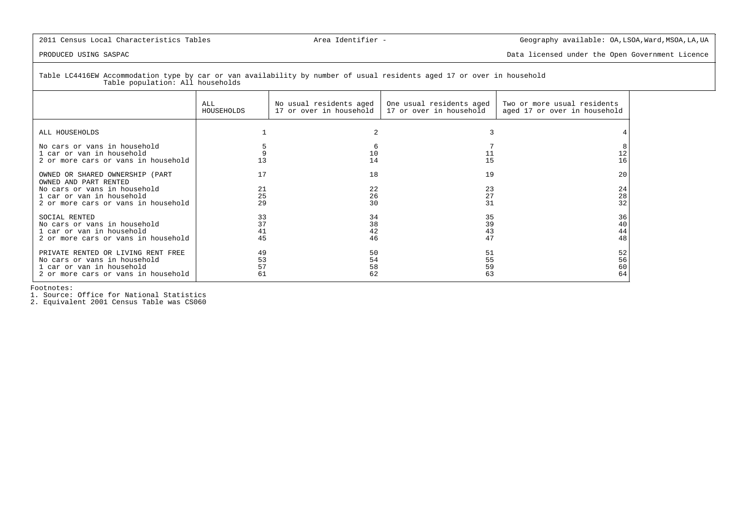2011 Census Local Characteristics Tables | Area Identifier - | Geography available: OA,LSOA,Ward,MSOA,LA,UA

PRODUCED USING SASPAC | Data licensed under the Open Government Licence

Table LC4416EW Accommodation type by car or van availability by number of usual residents aged 17 or over in household
Table population: All households

| | ALL HOUSEHOLDS | No usual residents aged 17 or over in household | One usual residents aged 17 or over in household | Two or more usual residents aged 17 or over in household |
|---|---|---|---|---|
| ALL HOUSEHOLDS | 1 | 2 | 3 | 4 |
| No cars or vans in household | 5 | 6 | 7 | 8 |
| 1 car or van in household | 9 | 10 | 11 | 12 |
| 2 or more cars or vans in household | 13 | 14 | 15 | 16 |
| OWNED OR SHARED OWNERSHIP (PART OWNED AND PART RENTED | 17 | 18 | 19 | 20 |
| No cars or vans in household | 21 | 22 | 23 | 24 |
| 1 car or van in household | 25 | 26 | 27 | 28 |
| 2 or more cars or vans in household | 29 | 30 | 31 | 32 |
| SOCIAL RENTED | 33 | 34 | 35 | 36 |
| No cars or vans in household | 37 | 38 | 39 | 40 |
| 1 car or van in household | 41 | 42 | 43 | 44 |
| 2 or more cars or vans in household | 45 | 46 | 47 | 48 |
| PRIVATE RENTED OR LIVING RENT FREE | 49 | 50 | 51 | 52 |
| No cars or vans in household | 53 | 54 | 55 | 56 |
| 1 car or van in household | 57 | 58 | 59 | 60 |
| 2 or more cars or vans in household | 61 | 62 | 63 | 64 |

Footnotes:
1. Source: Office for National Statistics
2. Equivalent 2001 Census Table was CS060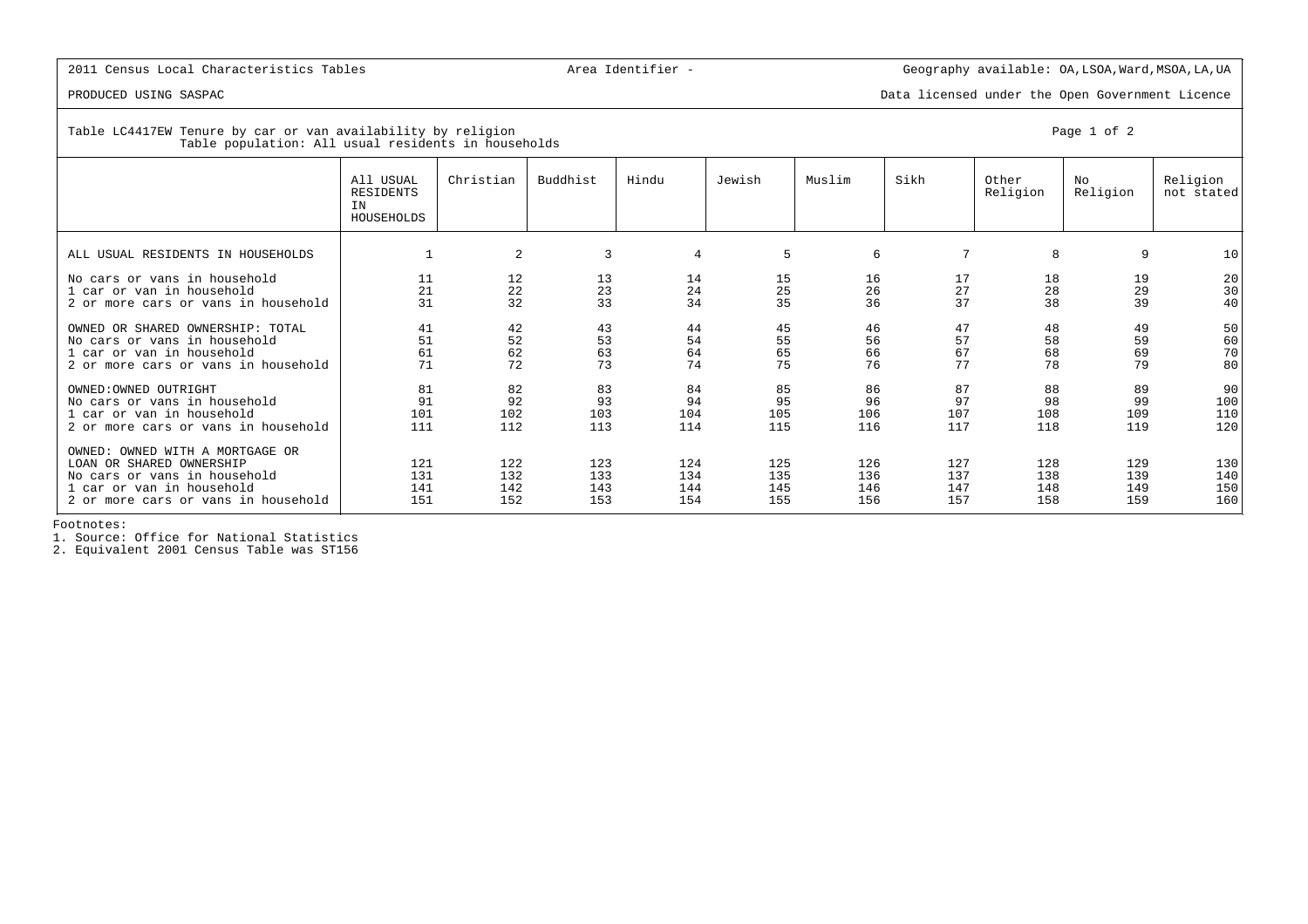2011 Census Local Characteristics Tables | Area Identifier - | Geography available: OA,LSOA,Ward,MSOA,LA,UA

PRODUCED USING SASPAC | Data licensed under the Open Government Licence

Table LC4417EW Tenure by car or van availability by religion
Table population: All usual residents in households

|  | All USUAL RESIDENTS IN HOUSEHOLDS | Christian | Buddhist | Hindu | Jewish | Muslim | Sikh | Other Religion | No Religion | Religion not stated |
|---|---|---|---|---|---|---|---|---|---|---|
| ALL USUAL RESIDENTS IN HOUSEHOLDS | 1 | 2 | 3 | 4 | 5 | 6 | 7 | 8 | 9 | 10 |
| No cars or vans in household | 11 | 12 | 13 | 14 | 15 | 16 | 17 | 18 | 19 | 20 |
| 1 car or van in household | 21 | 22 | 23 | 24 | 25 | 26 | 27 | 28 | 29 | 30 |
| 2 or more cars or vans in household | 31 | 32 | 33 | 34 | 35 | 36 | 37 | 38 | 39 | 40 |
| OWNED OR SHARED OWNERSHIP: TOTAL | 41 | 42 | 43 | 44 | 45 | 46 | 47 | 48 | 49 | 50 |
| No cars or vans in household | 51 | 52 | 53 | 54 | 55 | 56 | 57 | 58 | 59 | 60 |
| 1 car or van in household | 61 | 62 | 63 | 64 | 65 | 66 | 67 | 68 | 69 | 70 |
| 2 or more cars or vans in household | 71 | 72 | 73 | 74 | 75 | 76 | 77 | 78 | 79 | 80 |
| OWNED:OWNED OUTRIGHT | 81 | 82 | 83 | 84 | 85 | 86 | 87 | 88 | 89 | 90 |
| No cars or vans in household | 91 | 92 | 93 | 94 | 95 | 96 | 97 | 98 | 99 | 100 |
| 1 car or van in household | 101 | 102 | 103 | 104 | 105 | 106 | 107 | 108 | 109 | 110 |
| 2 or more cars or vans in household | 111 | 112 | 113 | 114 | 115 | 116 | 117 | 118 | 119 | 120 |
| OWNED: OWNED WITH A MORTGAGE OR LOAN OR SHARED OWNERSHIP | 121 | 122 | 123 | 124 | 125 | 126 | 127 | 128 | 129 | 130 |
| No cars or vans in household | 131 | 132 | 133 | 134 | 135 | 136 | 137 | 138 | 139 | 140 |
| 1 car or van in household | 141 | 142 | 143 | 144 | 145 | 146 | 147 | 148 | 149 | 150 |
| 2 or more cars or vans in household | 151 | 152 | 153 | 154 | 155 | 156 | 157 | 158 | 159 | 160 |

Footnotes:
1. Source: Office for National Statistics
2. Equivalent 2001 Census Table was ST156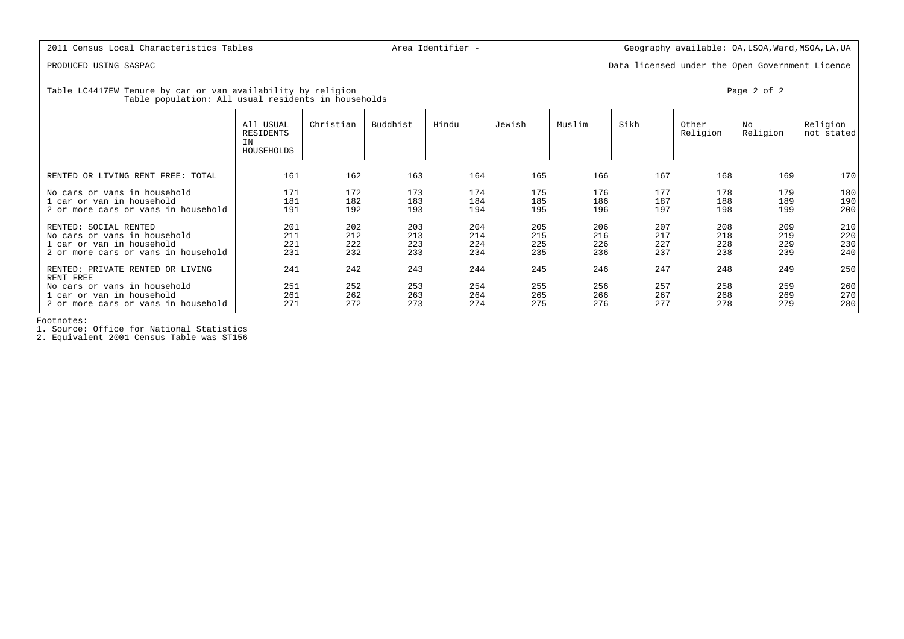2011 Census Local Characteristics Tables

Area Identifier -

Geography available: OA,LSOA,Ward,MSOA,LA,UA

PRODUCED USING SASPAC

Data licensed under the Open Government Licence

Table LC4417EW Tenure by car or van availability by religion
Table population: All usual residents in households

| | All USUAL RESIDENTS IN HOUSEHOLDS | Christian | Buddhist | Hindu | Jewish | Muslim | Sikh | Other Religion | No Religion | Religion not stated |
|---|---|---|---|---|---|---|---|---|---|---|
| RENTED OR LIVING RENT FREE: TOTAL | 161 | 162 | 163 | 164 | 165 | 166 | 167 | 168 | 169 | 170 |
| No cars or vans in household | 171 | 172 | 173 | 174 | 175 | 176 | 177 | 178 | 179 | 180 |
| 1 car or van in household | 181 | 182 | 183 | 184 | 185 | 186 | 187 | 188 | 189 | 190 |
| 2 or more cars or vans in household | 191 | 192 | 193 | 194 | 195 | 196 | 197 | 198 | 199 | 200 |
| RENTED: SOCIAL RENTED | 201 | 202 | 203 | 204 | 205 | 206 | 207 | 208 | 209 | 210 |
| No cars or vans in household | 211 | 212 | 213 | 214 | 215 | 216 | 217 | 218 | 219 | 220 |
| 1 car or van in household | 221 | 222 | 223 | 224 | 225 | 226 | 227 | 228 | 229 | 230 |
| 2 or more cars or vans in household | 231 | 232 | 233 | 234 | 235 | 236 | 237 | 238 | 239 | 240 |
| RENTED: PRIVATE RENTED OR LIVING RENT FREE | 241 | 242 | 243 | 244 | 245 | 246 | 247 | 248 | 249 | 250 |
| No cars or vans in household | 251 | 252 | 253 | 254 | 255 | 256 | 257 | 258 | 259 | 260 |
| 1 car or van in household | 261 | 262 | 263 | 264 | 265 | 266 | 267 | 268 | 269 | 270 |
| 2 or more cars or vans in household | 271 | 272 | 273 | 274 | 275 | 276 | 277 | 278 | 279 | 280 |

Footnotes:
1. Source: Office for National Statistics
2. Equivalent 2001 Census Table was ST156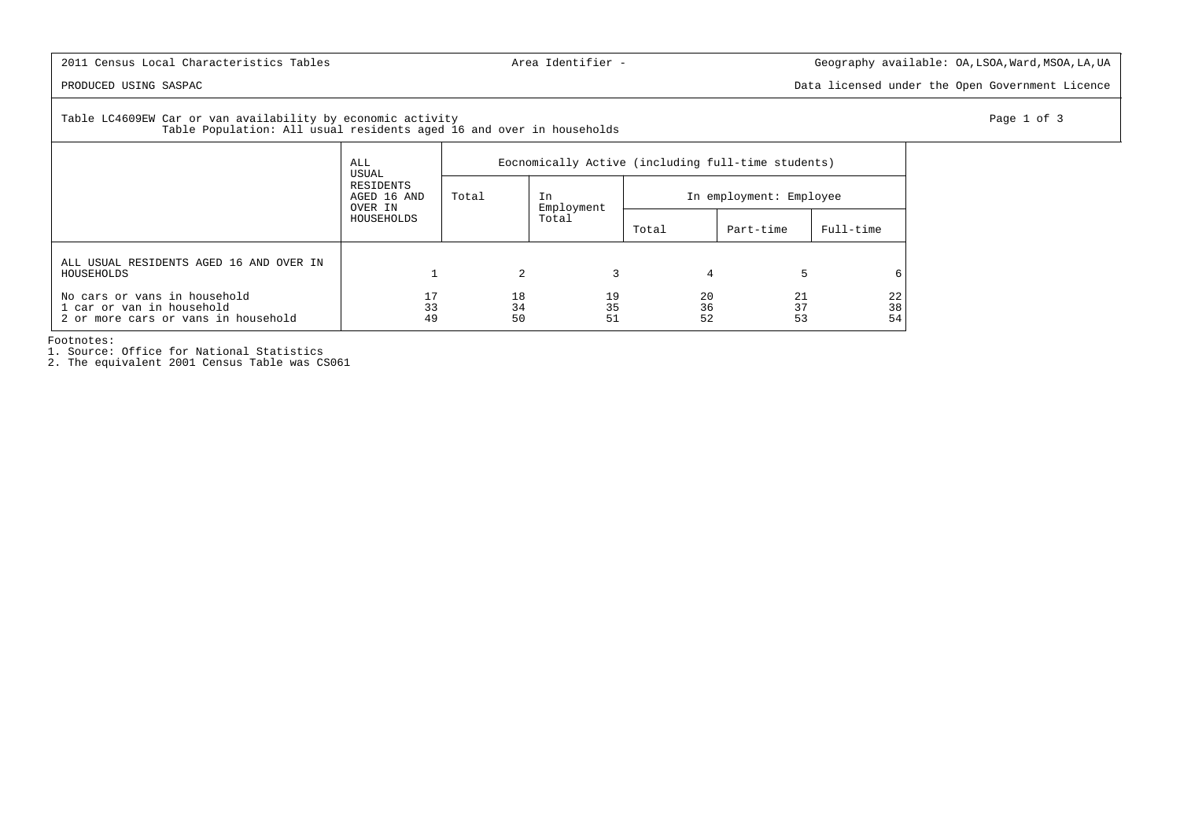2011 Census Local Characteristics Tables — Area Identifier - — Geography available: OA,LSOA,Ward,MSOA,LA,UA

PRODUCED USING SASPAC — Data licensed under the Open Government Licence

Table LC4609EW Car or van availability by economic activity
Table Population: All usual residents aged 16 and over in households

| | ALL USUAL RESIDENTS AGED 16 AND OVER IN HOUSEHOLDS | Eocnomically Active (including full-time students) | | | | |
|---|---|---|---|---|---|---|
| | | Total | In Employment Total | In employment: Employee | | |
| | | | | Total | Part-time | Full-time |
| ALL USUAL RESIDENTS AGED 16 AND OVER IN HOUSEHOLDS | 1 | 2 | 3 | 4 | 5 | 6 |
| No cars or vans in household | 17 | 18 | 19 | 20 | 21 | 22 |
| 1 car or van in household | 33 | 34 | 35 | 36 | 37 | 38 |
| 2 or more cars or vans in household | 49 | 50 | 51 | 52 | 53 | 54 |

Footnotes:
1. Source: Office for National Statistics
2. The equivalent 2001 Census Table was CS061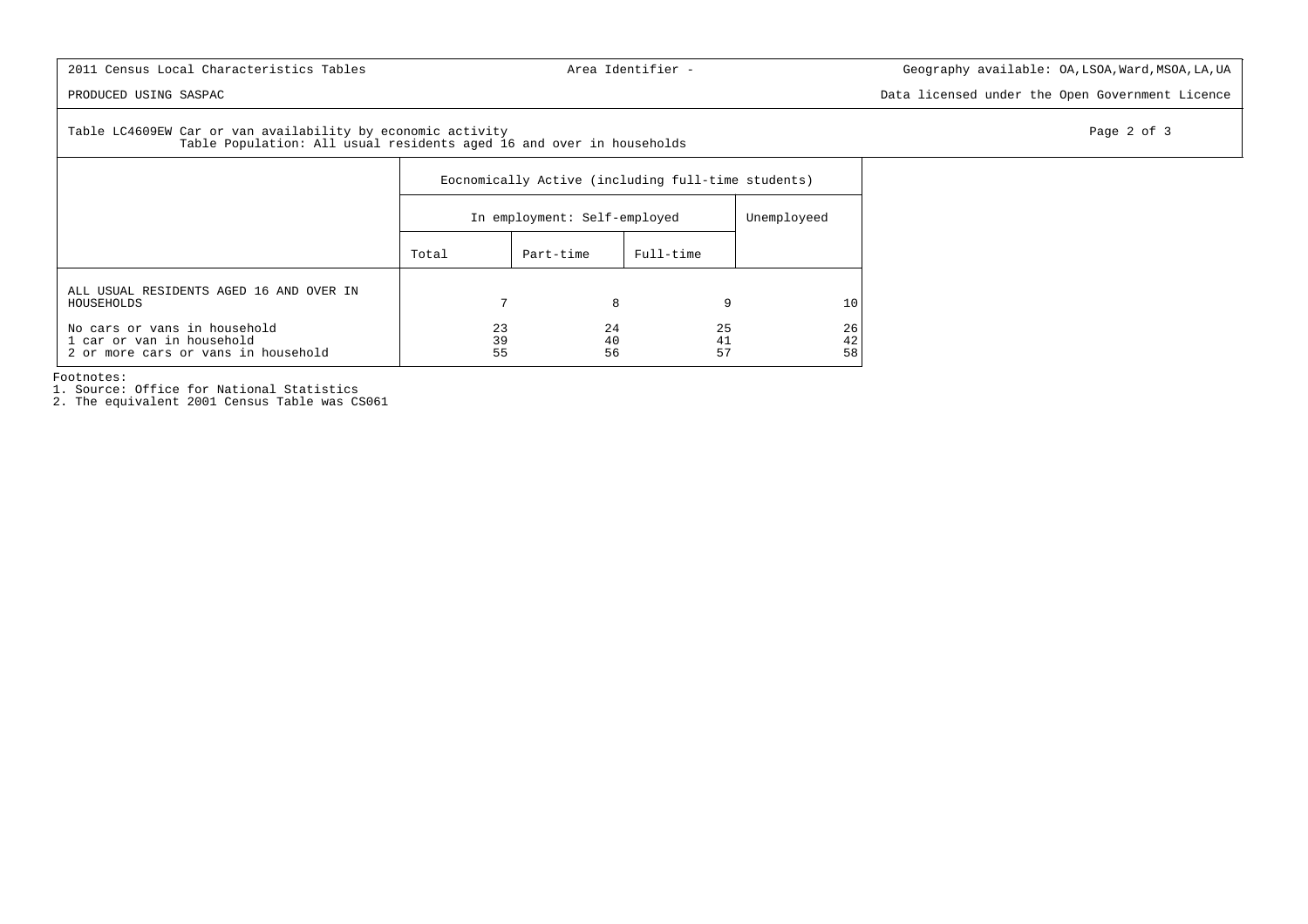2011 Census Local Characteristics Tables

Area Identifier -

Geography available: OA,LSOA,Ward,MSOA,LA,UA

PRODUCED USING SASPAC

Data licensed under the Open Government Licence

Table LC4609EW Car or van availability by economic activity
Table Population: All usual residents aged 16 and over in households

| | Eocnomically Active (including full-time students) | | | |
|---|---|---|---|---|
| | In employment: Self-employed | | | Unemployeed |
| | Total | Part-time | Full-time | |
| ALL USUAL RESIDENTS AGED 16 AND OVER IN HOUSEHOLDS | 7 | 8 | 9 | 10 |
| No cars or vans in household | 23 | 24 | 25 | 26 |
| 1 car or van in household | 39 | 40 | 41 | 42 |
| 2 or more cars or vans in household | 55 | 56 | 57 | 58 |

Footnotes:
1. Source: Office for National Statistics
2. The equivalent 2001 Census Table was CS061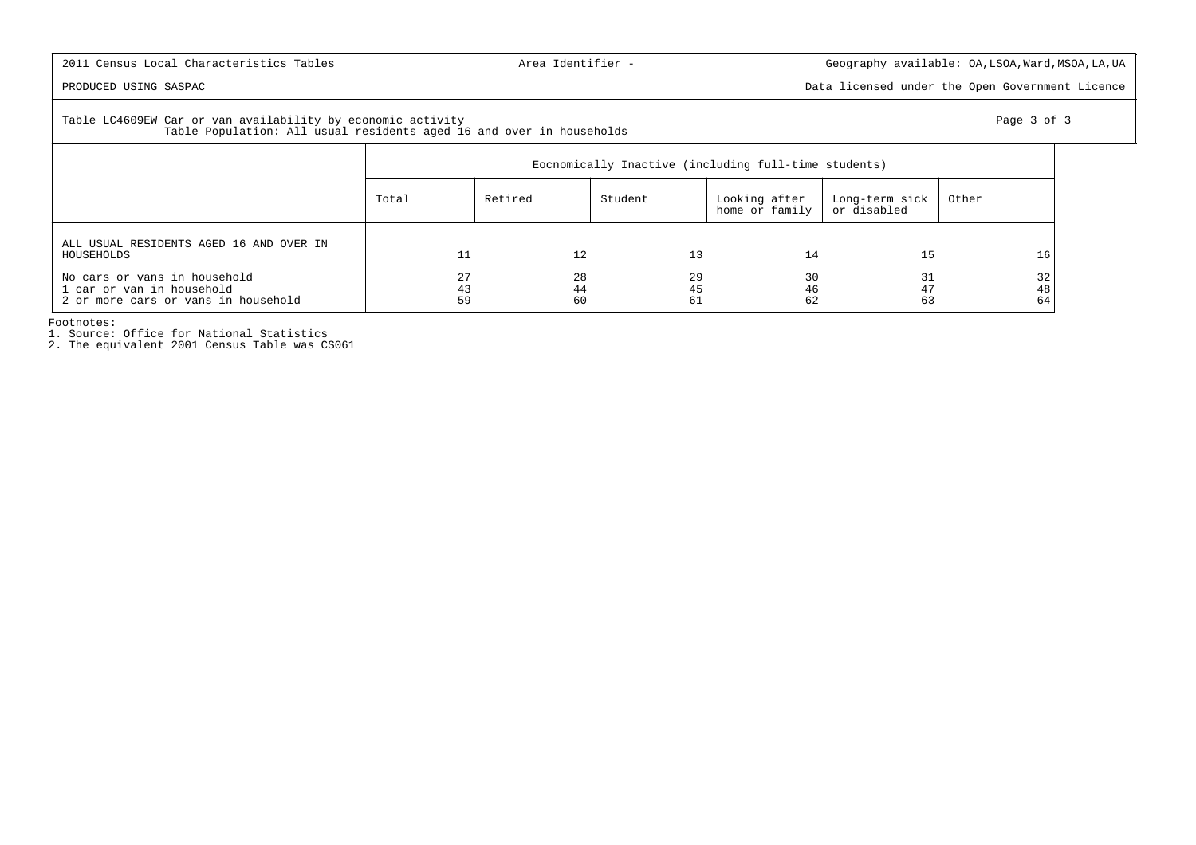2011 Census Local Characteristics Tables | Area Identifier - | Geography available: OA,LSOA,Ward,MSOA,LA,UA

PRODUCED USING SASPAC | Data licensed under the Open Government Licence

Table LC4609EW Car or van availability by economic activity
Table Population: All usual residents aged 16 and over in households

| | Eocnomically Inactive (including full-time students) | | | | | |
|---|---|---|---|---|---|---|
| | Total | Retired | Student | Looking after home or family | Long-term sick or disabled | Other |
| ALL USUAL RESIDENTS AGED 16 AND OVER IN HOUSEHOLDS | 11 | 12 | 13 | 14 | 15 | 16 |
| No cars or vans in household | 27 | 28 | 29 | 30 | 31 | 32 |
| 1 car or van in household | 43 | 44 | 45 | 46 | 47 | 48 |
| 2 or more cars or vans in household | 59 | 60 | 61 | 62 | 63 | 64 |

Footnotes:
1. Source: Office for National Statistics
2. The equivalent 2001 Census Table was CS061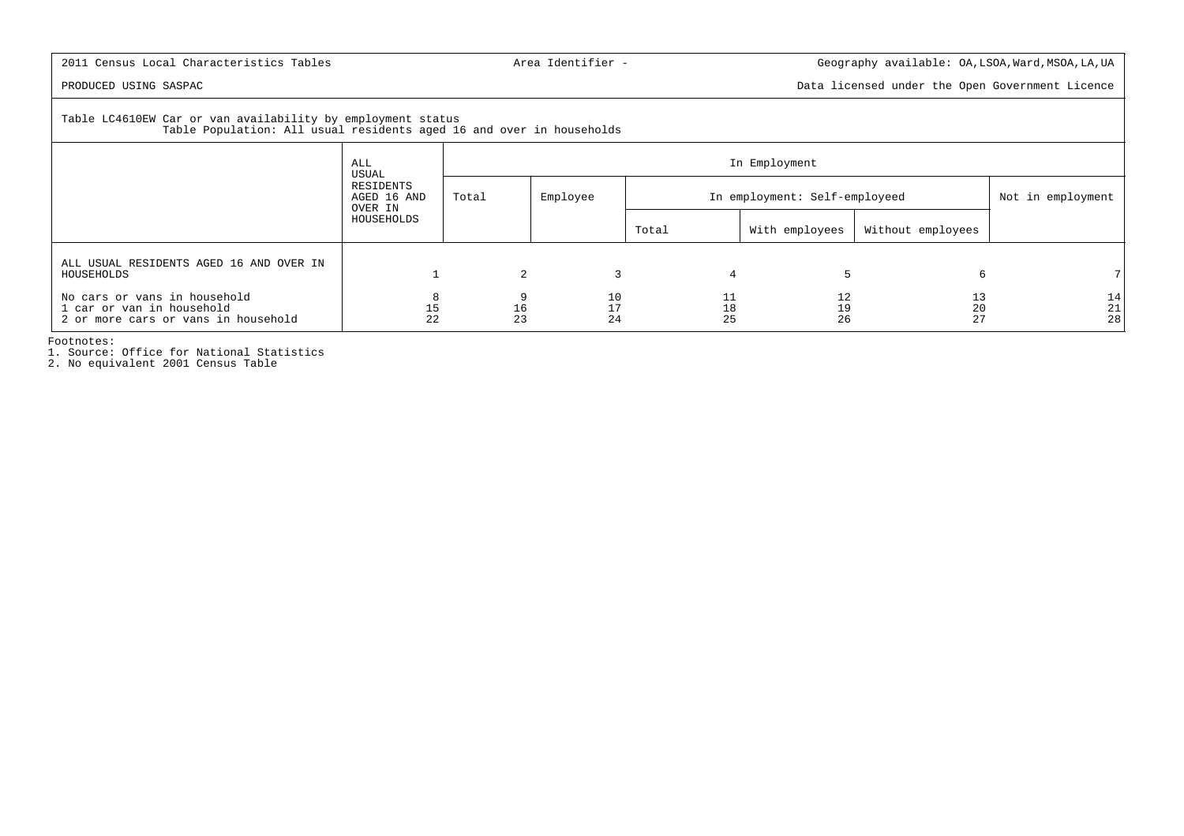2011 Census Local Characteristics Tables | Area Identifier - | Geography available: OA,LSOA,Ward,MSOA,LA,UA

PRODUCED USING SASPAC | Data licensed under the Open Government Licence

Table LC4610EW Car or van availability by employment status
Table Population: All usual residents aged 16 and over in households

| | ALL USUAL RESIDENTS AGED 16 AND OVER IN HOUSEHOLDS | In Employment | | | | | | |
|---|---|---|---|---|---|---|---|---|
| | | Total | Employee | In employment: Self-employeed | | | Not in employment |
| | | | | Total | With employees | Without employees | |
| ALL USUAL RESIDENTS AGED 16 AND OVER IN HOUSEHOLDS | 1 | 2 | 3 | 4 | 5 | 6 | 7 |
| No cars or vans in household | 8 | 9 | 10 | 11 | 12 | 13 | 14 |
| 1 car or van in household | 15 | 16 | 17 | 18 | 19 | 20 | 21 |
| 2 or more cars or vans in household | 22 | 23 | 24 | 25 | 26 | 27 | 28 |

Footnotes:
1. Source: Office for National Statistics
2. No equivalent 2001 Census Table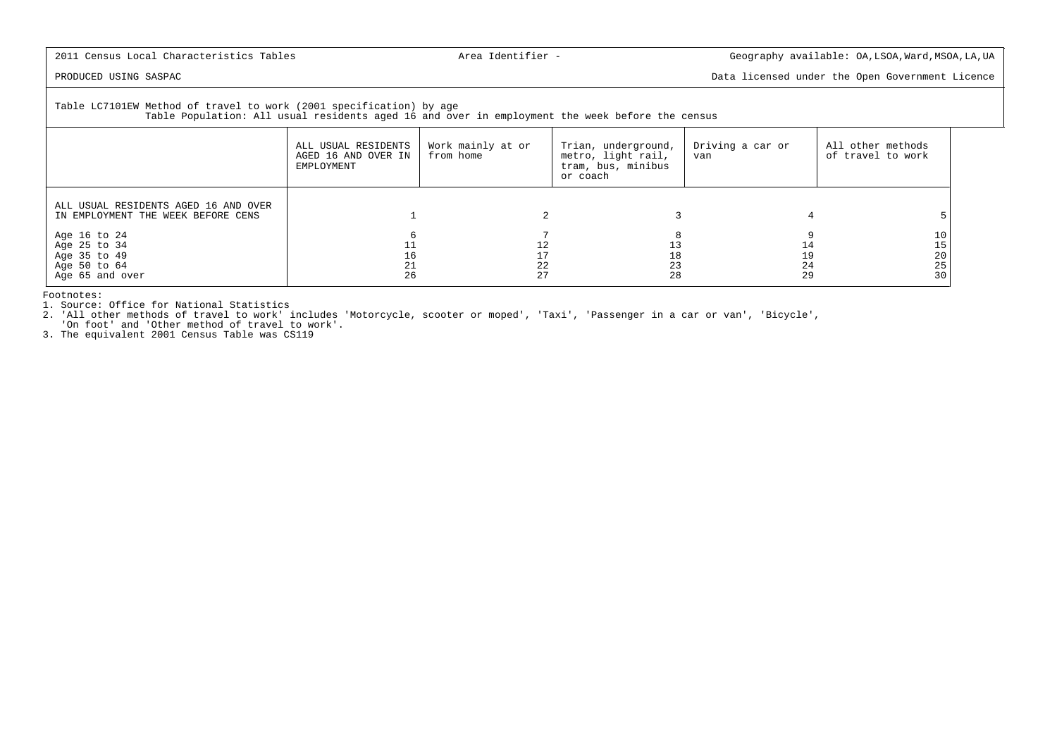2011 Census Local Characteristics Tables | Area Identifier - | Geography available: OA,LSOA,Ward,MSOA,LA,UA

PRODUCED USING SASPAC | Data licensed under the Open Government Licence

Table LC7101EW Method of travel to work (2001 specification) by age
Table Population: All usual residents aged 16 and over in employment the week before the census

| | ALL USUAL RESIDENTS AGED 16 AND OVER IN EMPLOYMENT | Work mainly at or from home | Trian, underground, metro, light rail, tram, bus, minibus or coach | Driving a car or van | All other methods of travel to work |
|---|---|---|---|---|---|
| ALL USUAL RESIDENTS AGED 16 AND OVER IN EMPLOYMENT THE WEEK BEFORE CENS | 1 | 2 | 3 | 4 | 5 |
| Age 16 to 24 | 6 | 7 | 8 | 9 | 10 |
| Age 25 to 34 | 11 | 12 | 13 | 14 | 15 |
| Age 35 to 49 | 16 | 17 | 18 | 19 | 20 |
| Age 50 to 64 | 21 | 22 | 23 | 24 | 25 |
| Age 65 and over | 26 | 27 | 28 | 29 | 30 |

Footnotes:
1. Source: Office for National Statistics
2. 'All other methods of travel to work' includes 'Motorcycle, scooter or moped', 'Taxi', 'Passenger in a car or van', 'Bicycle', 'On foot' and 'Other method of travel to work'.
3. The equivalent 2001 Census Table was CS119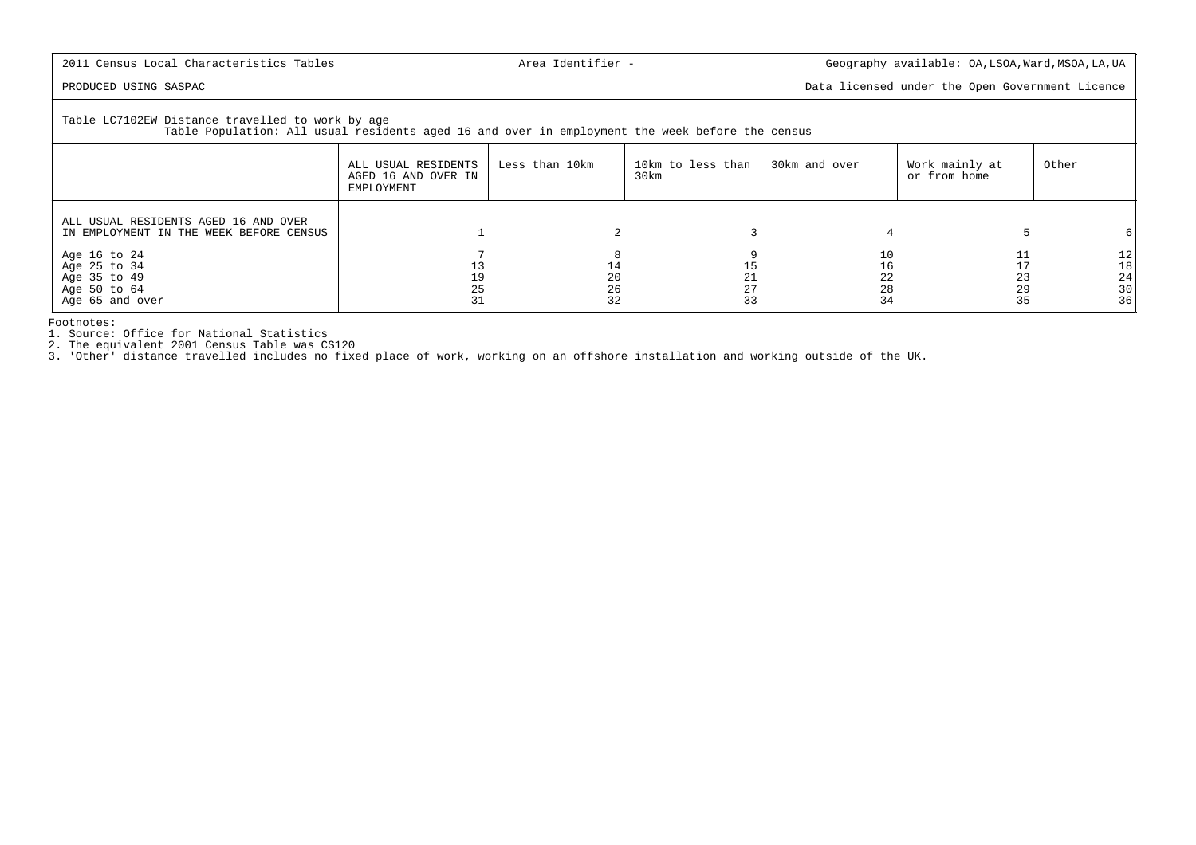2011 Census Local Characteristics Tables | Area Identifier - | Geography available: OA,LSOA,Ward,MSOA,LA,UA

PRODUCED USING SASPAC | Data licensed under the Open Government Licence

Table LC7102EW Distance travelled to work by age
Table Population: All usual residents aged 16 and over in employment the week before the census

| | ALL USUAL RESIDENTS AGED 16 AND OVER IN EMPLOYMENT | Less than 10km | 10km to less than 30km | 30km and over | Work mainly at or from home | Other |
|---|---|---|---|---|---|---|
| ALL USUAL RESIDENTS AGED 16 AND OVER IN EMPLOYMENT IN THE WEEK BEFORE CENSUS | 1 | 2 | 3 | 4 | 5 | 6 |
| Age 16 to 24 | 7 | 8 | 9 | 10 | 11 | 12 |
| Age 25 to 34 | 13 | 14 | 15 | 16 | 17 | 18 |
| Age 35 to 49 | 19 | 20 | 21 | 22 | 23 | 24 |
| Age 50 to 64 | 25 | 26 | 27 | 28 | 29 | 30 |
| Age 65 and over | 31 | 32 | 33 | 34 | 35 | 36 |

Footnotes:
1. Source: Office for National Statistics
2. The equivalent 2001 Census Table was CS120
3. 'Other' distance travelled includes no fixed place of work, working on an offshore installation and working outside of the UK.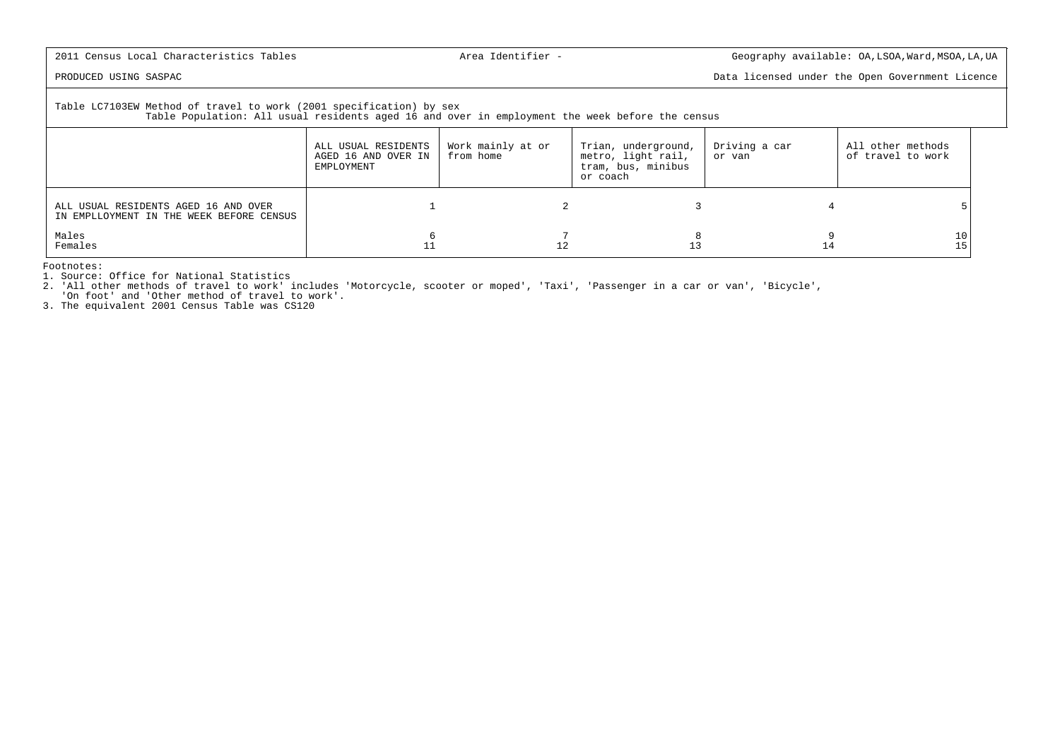2011 Census Local Characteristics Tables | Area Identifier - | Geography available: OA,LSOA,Ward,MSOA,LA,UA

PRODUCED USING SASPAC | Data licensed under the Open Government Licence

Table LC7103EW Method of travel to work (2001 specification) by sex
Table Population: All usual residents aged 16 and over in employment the week before the census

| | ALL USUAL RESIDENTS AGED 16 AND OVER IN EMPLOYMENT | Work mainly at or from home | Trian, underground, metro, light rail, tram, bus, minibus or coach | Driving a car or van | All other methods of travel to work |
|---|---|---|---|---|---|
| ALL USUAL RESIDENTS AGED 16 AND OVER IN EMPLLOYMENT IN THE WEEK BEFORE CENSUS | 1 | 2 | 3 | 4 | 5 |
| Males | 6 | 7 | 8 | 9 | 10 |
| Females | 11 | 12 | 13 | 14 | 15 |

Footnotes:
1. Source: Office for National Statistics
2. 'All other methods of travel to work' includes 'Motorcycle, scooter or moped', 'Taxi', 'Passenger in a car or van', 'Bicycle', 'On foot' and 'Other method of travel to work'.
3. The equivalent 2001 Census Table was CS120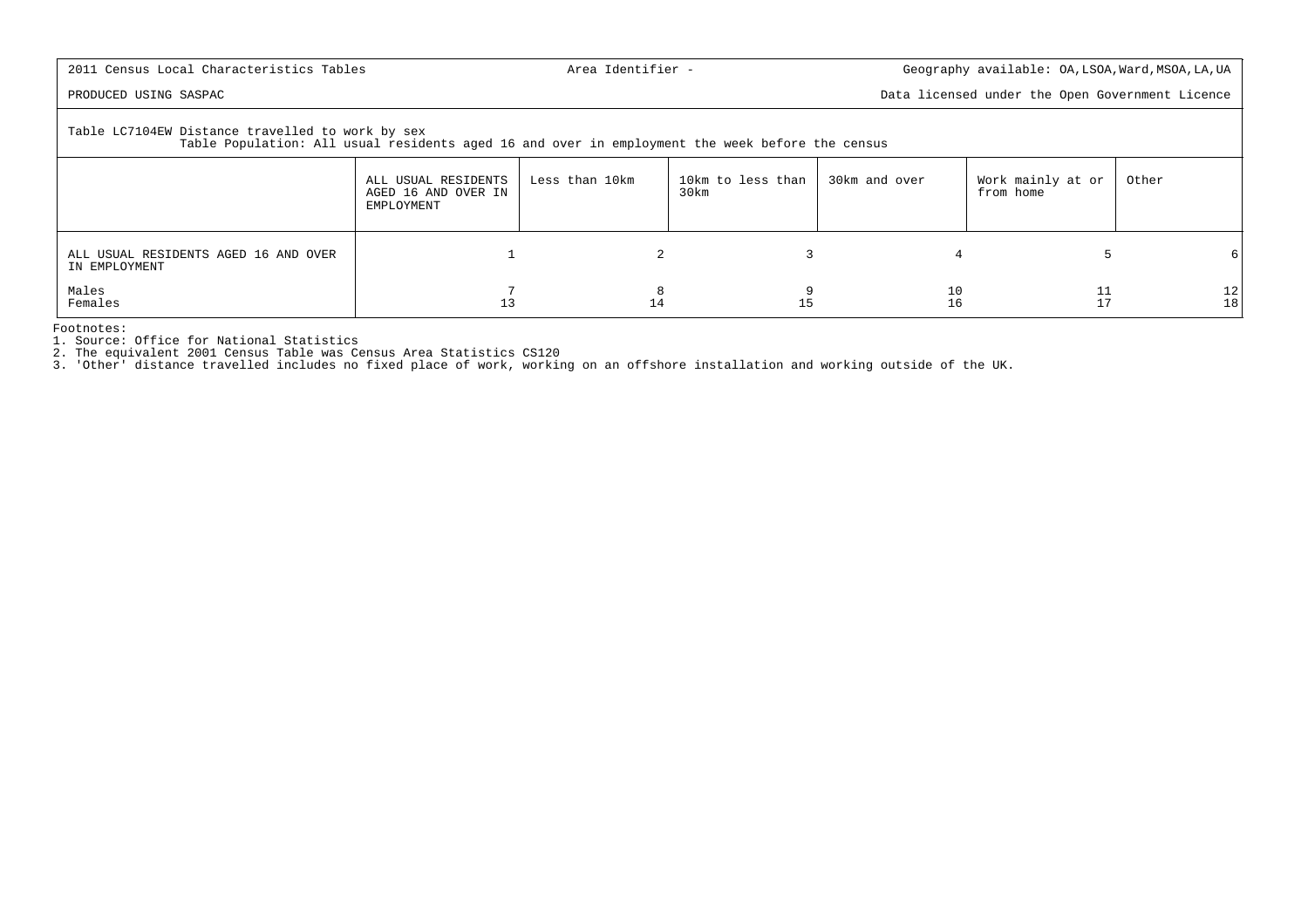2011 Census Local Characteristics Tables | Area Identifier - | Geography available: OA,LSOA,Ward,MSOA,LA,UA

PRODUCED USING SASPAC | Data licensed under the Open Government Licence

Table LC7104EW Distance travelled to work by sex
Table Population: All usual residents aged 16 and over in employment the week before the census

| | ALL USUAL RESIDENTS AGED 16 AND OVER IN EMPLOYMENT | Less than 10km | 10km to less than 30km | 30km and over | Work mainly at or from home | Other |
|---|---|---|---|---|---|---|
| ALL USUAL RESIDENTS AGED 16 AND OVER IN EMPLOYMENT | 1 | 2 | 3 | 4 | 5 | 6 |
| Males | 7 | 8 | 9 | 10 | 11 | 12 |
| Females | 13 | 14 | 15 | 16 | 17 | 18 |

Footnotes:
1. Source: Office for National Statistics
2. The equivalent 2001 Census Table was Census Area Statistics CS120
3. 'Other' distance travelled includes no fixed place of work, working on an offshore installation and working outside of the UK.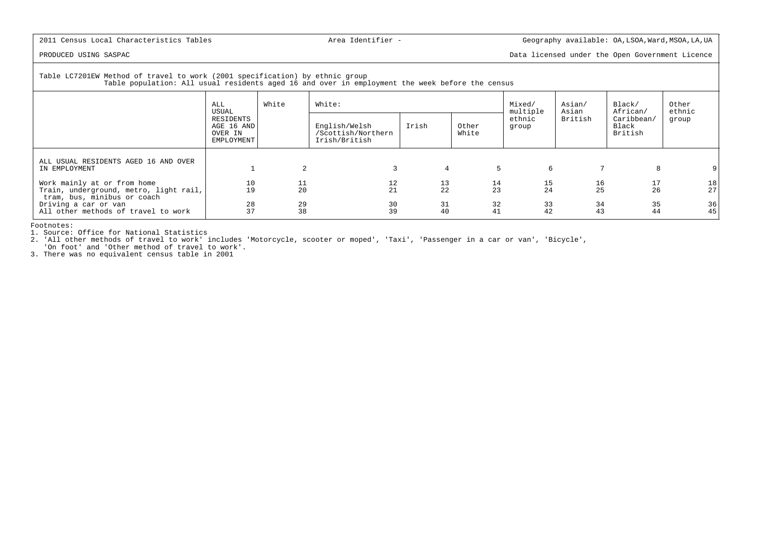2011 Census Local Characteristics Tables

Area Identifier -

Geography available: OA,LSOA,Ward,MSOA,LA,UA

PRODUCED USING SASPAC

Data licensed under the Open Government Licence

Table LC7201EW Method of travel to work (2001 specification) by ethnic group
Table population: All usual residents aged 16 and over in employment the week before the census

| | ALL USUAL RESIDENTS AGED 16 AND OVER IN EMPLOYMENT | White | White: | | | Mixed/ multiple ethnic group | Asian/ Asian British | Black/ African/ Caribbean/ Black British | Other ethnic group |
|---|---|---|---|---|---|---|---|---|---|
| | | | English/Welsh /Scottish/Northern Irish/British | Irish | Other White | | | | |
| ALL USUAL RESIDENTS AGED 16 AND OVER IN EMPLOYMENT | 1 | 2 | 3 | 4 | 5 | 6 | 7 | 8 | 9 |
| Work mainly at or from home | 10 | 11 | 12 | 13 | 14 | 15 | 16 | 17 | 18 |
| Train, underground, metro, light rail, tram, bus, minibus or coach | 19 | 20 | 21 | 22 | 23 | 24 | 25 | 26 | 27 |
| Driving a car or van | 28 | 29 | 30 | 31 | 32 | 33 | 34 | 35 | 36 |
| All other methods of travel to work | 37 | 38 | 39 | 40 | 41 | 42 | 43 | 44 | 45 |

Footnotes:
1. Source: Office for National Statistics
2. 'All other methods of travel to work' includes 'Motorcycle, scooter or moped', 'Taxi', 'Passenger in a car or van', 'Bicycle', 'On foot' and 'Other method of travel to work'.
3. There was no equivalent census table in 2001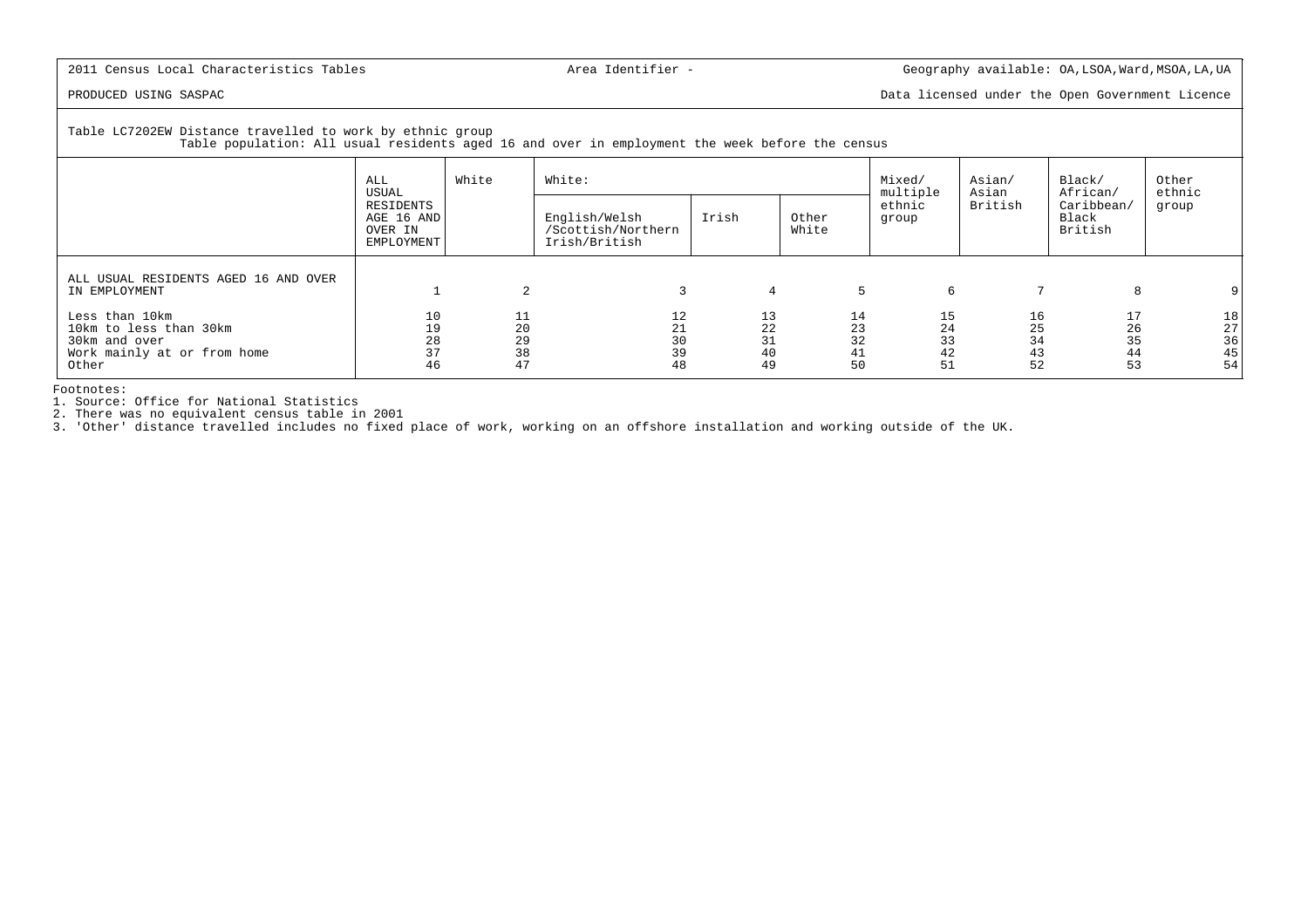2011 Census Local Characteristics Tables | Area Identifier - | Geography available: OA,LSOA,Ward,MSOA,LA,UA

PRODUCED USING SASPAC | Data licensed under the Open Government Licence

Table LC7202EW Distance travelled to work by ethnic group
Table population: All usual residents aged 16 and over in employment the week before the census

| | ALL USUAL RESIDENTS AGED 16 AND OVER IN EMPLOYMENT | White | White: | | | Mixed/ multiple ethnic group | Asian/ Asian British | Black/ African/ Caribbean/ Black British | Other ethnic group |
|---|---|---|---|---|---|---|---|---|---|
| | | | English/Welsh /Scottish/Northern Irish/British | Irish | Other White | | | | |
| ALL USUAL RESIDENTS AGED 16 AND OVER IN EMPLOYMENT | 1 | 2 | 3 | 4 | 5 | 6 | 7 | 8 | 9 |
| Less than 10km | 10 | 11 | 12 | 13 | 14 | 15 | 16 | 17 | 18 |
| 10km to less than 30km | 19 | 20 | 21 | 22 | 23 | 24 | 25 | 26 | 27 |
| 30km and over | 28 | 29 | 30 | 31 | 32 | 33 | 34 | 35 | 36 |
| Work mainly at or from home | 37 | 38 | 39 | 40 | 41 | 42 | 43 | 44 | 45 |
| Other | 46 | 47 | 48 | 49 | 50 | 51 | 52 | 53 | 54 |

Footnotes:
1. Source: Office for National Statistics
2. There was no equivalent census table in 2001
3. 'Other' distance travelled includes no fixed place of work, working on an offshore installation and working outside of the UK.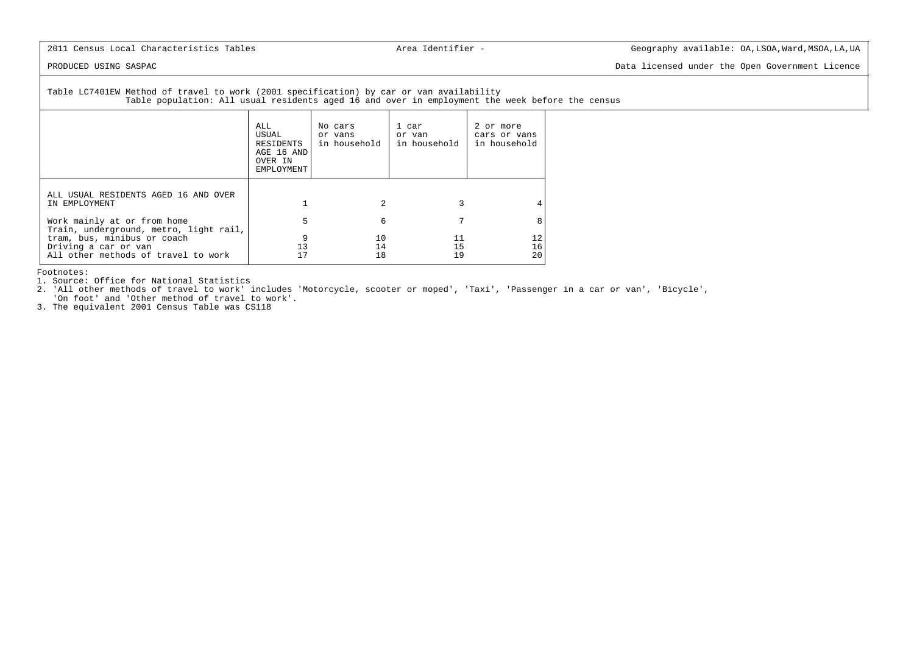2011 Census Local Characteristics Tables — Area Identifier - — Geography available: OA,LSOA,Ward,MSOA,LA,UA

PRODUCED USING SASPAC — Data licensed under the Open Government Licence

Table LC7401EW Method of travel to work (2001 specification) by car or van availability
Table population: All usual residents aged 16 and over in employment the week before the census

| | ALL USUAL RESIDENTS AGE 16 AND OVER IN EMPLOYMENT | No cars or vans in household | 1 car or van in household | 2 or more cars or vans in household |
|---|---|---|---|---|
| ALL USUAL RESIDENTS AGED 16 AND OVER IN EMPLOYMENT | 1 | 2 | 3 | 4 |
| Work mainly at or from home | 5 | 6 | 7 | 8 |
| Train, underground, metro, light rail, tram, bus, minibus or coach | 9 | 10 | 11 | 12 |
| Driving a car or van | 13 | 14 | 15 | 16 |
| All other methods of travel to work | 17 | 18 | 19 | 20 |

Footnotes:
1. Source: Office for National Statistics
2. 'All other methods of travel to work' includes 'Motorcycle, scooter or moped', 'Taxi', 'Passenger in a car or van', 'Bicycle', 'On foot' and 'Other method of travel to work'.
3. The equivalent 2001 Census Table was CS118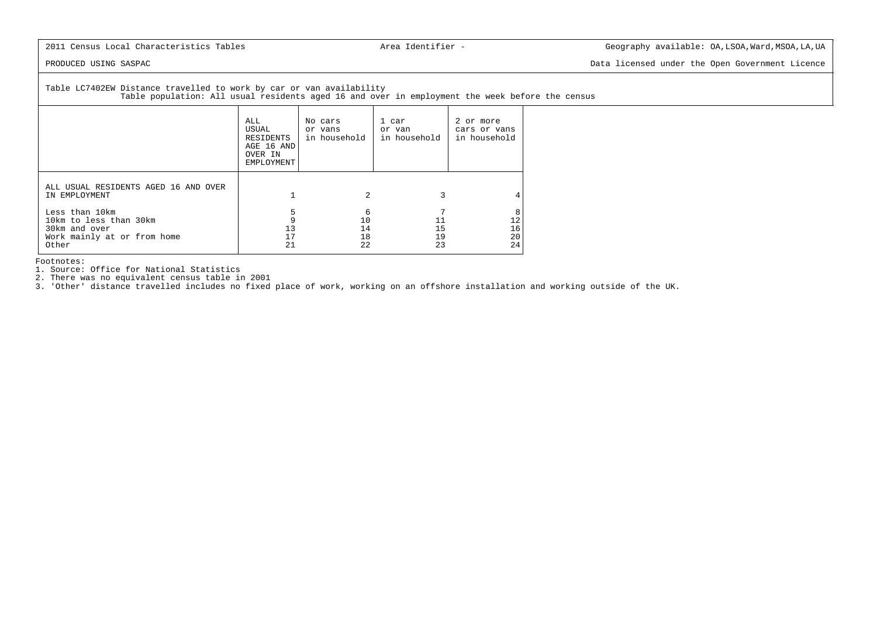2011 Census Local Characteristics Tables

Area Identifier -

Geography available: OA,LSOA,Ward,MSOA,LA,UA

PRODUCED USING SASPAC

Data licensed under the Open Government Licence

Table LC7402EW Distance travelled to work by car or van availability
Table population: All usual residents aged 16 and over in employment the week before the census

| | ALL USUAL RESIDENTS AGE 16 AND OVER IN EMPLOYMENT | No cars or vans in household | 1 car or van in household | 2 or more cars or vans in household |
|---|---|---|---|---|
| ALL USUAL RESIDENTS AGED 16 AND OVER IN EMPLOYMENT | 1 | 2 | 3 | 4 |
| Less than 10km | 5 | 6 | 7 | 8 |
| 10km to less than 30km | 9 | 10 | 11 | 12 |
| 30km and over | 13 | 14 | 15 | 16 |
| Work mainly at or from home | 17 | 18 | 19 | 20 |
| Other | 21 | 22 | 23 | 24 |

Footnotes:
1. Source: Office for National Statistics
2. There was no equivalent census table in 2001
3. 'Other' distance travelled includes no fixed place of work, working on an offshore installation and working outside of the UK.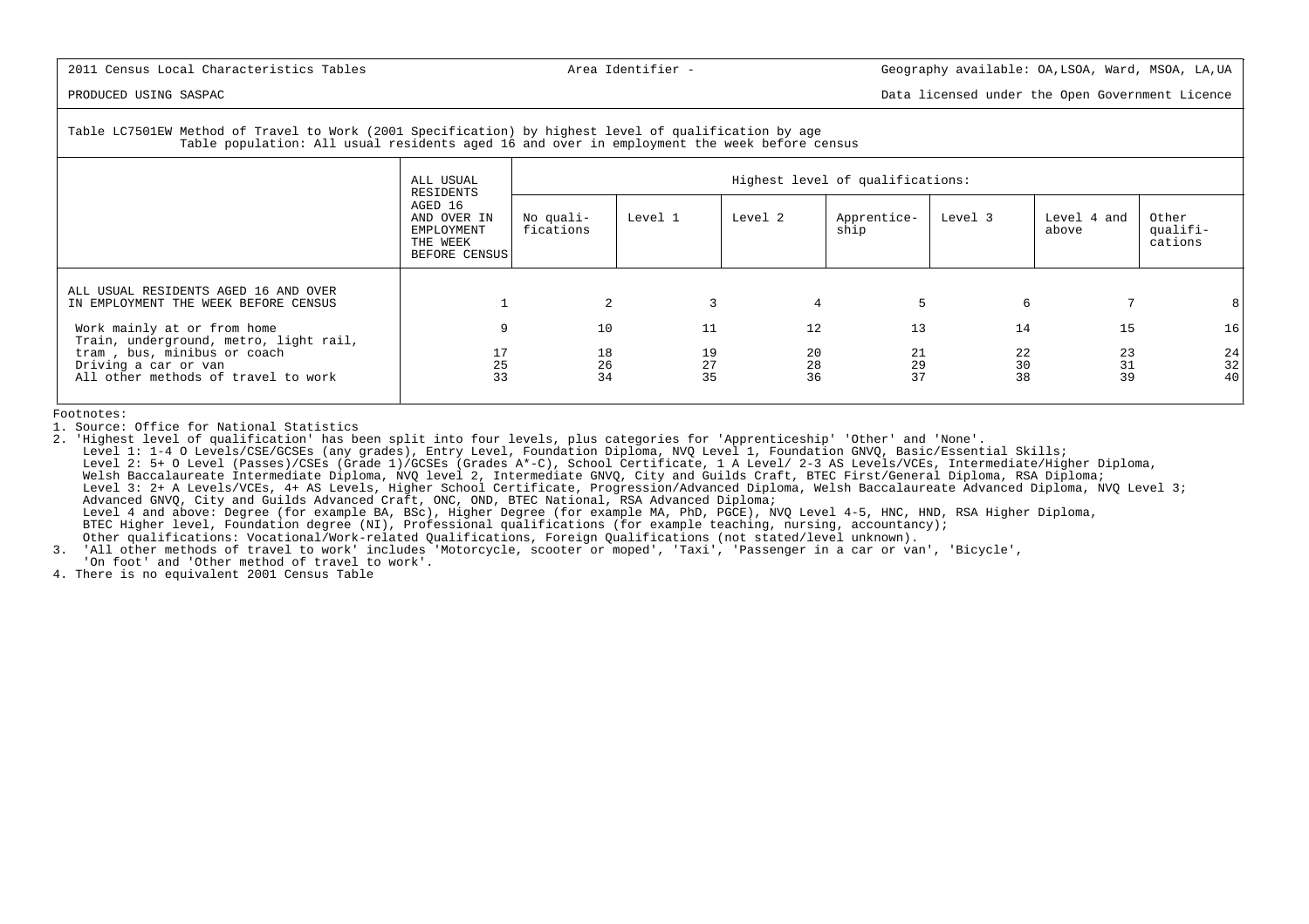2011 Census Local Characteristics Tables | Area Identifier - | Geography available: OA,LSOA, Ward, MSOA, LA,UA

PRODUCED USING SASPAC | Data licensed under the Open Government Licence

Table LC7501EW Method of Travel to Work (2001 Specification) by highest level of qualification by age
Table population: All usual residents aged 16 and over in employment the week before census

| | ALL USUAL RESIDENTS AGED 16 AND OVER IN EMPLOYMENT THE WEEK BEFORE CENSUS | Highest level of qualifications: | | | | | | |
|---|---|---|---|---|---|---|---|---|
| | | No qualifications | Level 1 | Level 2 | Apprenticeship | Level 3 | Level 4 and above | Other qualifications |
| ALL USUAL RESIDENTS AGED 16 AND OVER IN EMPLOYMENT THE WEEK BEFORE CENSUS | 1 | 2 | 3 | 4 | 5 | 6 | 7 | 8 |
| Work mainly at or from home | 9 | 10 | 11 | 12 | 13 | 14 | 15 | 16 |
| Train, underground, metro, light rail, tram , bus, minibus or coach | 17 | 18 | 19 | 20 | 21 | 22 | 23 | 24 |
| Driving a car or van | 25 | 26 | 27 | 28 | 29 | 30 | 31 | 32 |
| All other methods of travel to work | 33 | 34 | 35 | 36 | 37 | 38 | 39 | 40 |

Footnotes:
1. Source: Office for National Statistics
2. 'Highest level of qualification' has been split into four levels, plus categories for 'Apprenticeship' 'Other' and 'None'.
   Level 1: 1-4 O Levels/CSE/GCSEs (any grades), Entry Level, Foundation Diploma, NVQ Level 1, Foundation GNVQ, Basic/Essential Skills;
   Level 2: 5+ O Level (Passes)/CSEs (Grade 1)/GCSEs (Grades A*-C), School Certificate, 1 A Level/ 2-3 AS Levels/VCEs, Intermediate/Higher Diploma, Welsh Baccalaureate Intermediate Diploma, NVQ level 2, Intermediate GNVQ, City and Guilds Craft, BTEC First/General Diploma, RSA Diploma;
   Level 3: 2+ A Levels/VCEs, 4+ AS Levels, Higher School Certificate, Progression/Advanced Diploma, Welsh Baccalaureate Advanced Diploma, NVQ Level 3; Advanced GNVQ, City and Guilds Advanced Craft, ONC, OND, BTEC National, RSA Advanced Diploma;
   Level 4 and above: Degree (for example BA, BSc), Higher Degree (for example MA, PhD, PGCE), NVQ Level 4-5, HNC, HND, RSA Higher Diploma, BTEC Higher level, Foundation degree (NI), Professional qualifications (for example teaching, nursing, accountancy);
   Other qualifications: Vocational/Work-related Qualifications, Foreign Qualifications (not stated/level unknown).
3. 'All other methods of travel to work' includes 'Motorcycle, scooter or moped', 'Taxi', 'Passenger in a car or van', 'Bicycle', 'On foot' and 'Other method of travel to work'.
4. There is no equivalent 2001 Census Table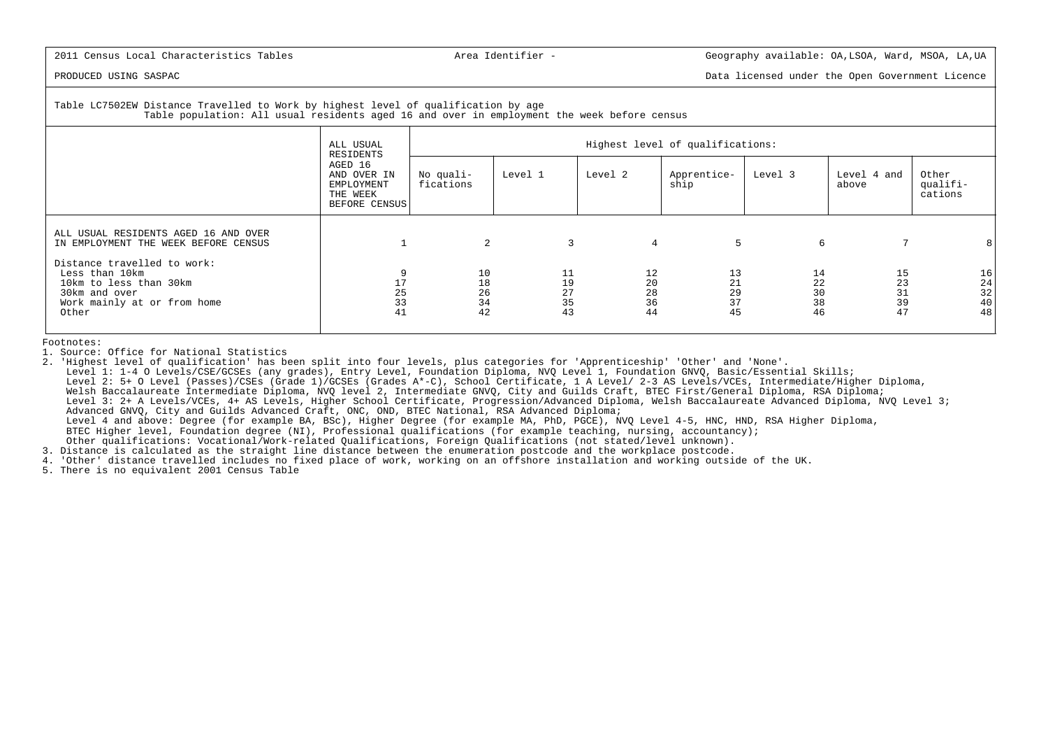2011 Census Local Characteristics Tables | Area Identifier - | Geography available: OA,LSOA, Ward, MSOA, LA,UA

PRODUCED USING SASPAC | Data licensed under the Open Government Licence

Table LC7502EW Distance Travelled to Work by highest level of qualification by age
Table population: All usual residents aged 16 and over in employment the week before census

| | ALL USUAL RESIDENTS AGED 16 AND OVER IN EMPLOYMENT THE WEEK BEFORE CENSUS | Highest level of qualifications: | | | | | | |
|---|---|---|---|---|---|---|---|---|
| | | No quali-fications | Level 1 | Level 2 | Apprentice-ship | Level 3 | Level 4 and above | Other quali-cations |
| ALL USUAL RESIDENTS AGED 16 AND OVER IN EMPLOYMENT THE WEEK BEFORE CENSUS | 1 | 2 | 3 | 4 | 5 | 6 | 7 | 8 |
| Distance travelled to work: | | | | | | | | |
| Less than 10km | 9 | 10 | 11 | 12 | 13 | 14 | 15 | 16 |
| 10km to less than 30km | 17 | 18 | 19 | 20 | 21 | 22 | 23 | 24 |
| 30km and over | 25 | 26 | 27 | 28 | 29 | 30 | 31 | 32 |
| Work mainly at or from home | 33 | 34 | 35 | 36 | 37 | 38 | 39 | 40 |
| Other | 41 | 42 | 43 | 44 | 45 | 46 | 47 | 48 |

Footnotes:

1. Source: Office for National Statistics
2. 'Highest level of qualification' has been split into four levels, plus categories for 'Apprenticeship' 'Other' and 'None'.
   Level 1: 1-4 O Levels/CSE/GCSEs (any grades), Entry Level, Foundation Diploma, NVQ Level 1, Foundation GNVQ, Basic/Essential Skills;
   Level 2: 5+ O Level (Passes)/CSEs (Grade 1)/GCSEs (Grades A*-C), School Certificate, 1 A Level/ 2-3 AS Levels/VCEs, Intermediate/Higher Diploma, Welsh Baccalaureate Intermediate Diploma, NVQ level 2, Intermediate GNVQ, City and Guilds Craft, BTEC First/General Diploma, RSA Diploma;
   Level 3: 2+ A Levels/VCEs, 4+ AS Levels, Higher School Certificate, Progression/Advanced Diploma, Welsh Baccalaureate Advanced Diploma, NVQ Level 3; Advanced GNVQ, City and Guilds Advanced Craft, ONC, OND, BTEC National, RSA Advanced Diploma;
   Level 4 and above: Degree (for example BA, BSc), Higher Degree (for example MA, PhD, PGCE), NVQ Level 4-5, HNC, HND, RSA Higher Diploma, BTEC Higher level, Foundation degree (NI), Professional qualifications (for example teaching, nursing, accountancy);
   Other qualifications: Vocational/Work-related Qualifications, Foreign Qualifications (not stated/level unknown).
3. Distance is calculated as the straight line distance between the enumeration postcode and the workplace postcode.
4. 'Other' distance travelled includes no fixed place of work, working on an offshore installation and working outside of the UK.
5. There is no equivalent 2001 Census Table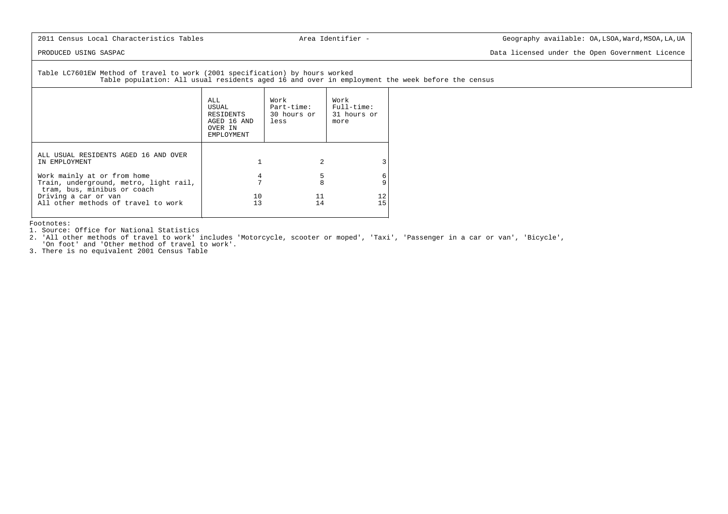2011 Census Local Characteristics Tables | Area Identifier - | Geography available: OA,LSOA,Ward,MSOA,LA,UA

PRODUCED USING SASPAC | Data licensed under the Open Government Licence

Table LC7601EW Method of travel to work (2001 specification) by hours worked
Table population: All usual residents aged 16 and over in employment the week before the census

| | ALL USUAL RESIDENTS AGED 16 AND OVER IN EMPLOYMENT | Work Part-time: 30 hours or less | Work Full-time: 31 hours or more |
|---|---|---|---|
| ALL USUAL RESIDENTS AGED 16 AND OVER IN EMPLOYMENT | 1 | 2 | 3 |
| Work mainly at or from home | 4 | 5 | 6 |
| Train, underground, metro, light rail, tram, bus, minibus or coach | 7 | 8 | 9 |
| Driving a car or van | 10 | 11 | 12 |
| All other methods of travel to work | 13 | 14 | 15 |

Footnotes:
1. Source: Office for National Statistics
2. 'All other methods of travel to work' includes 'Motorcycle, scooter or moped', 'Taxi', 'Passenger in a car or van', 'Bicycle', 'On foot' and 'Other method of travel to work'.
3. There is no equivalent 2001 Census Table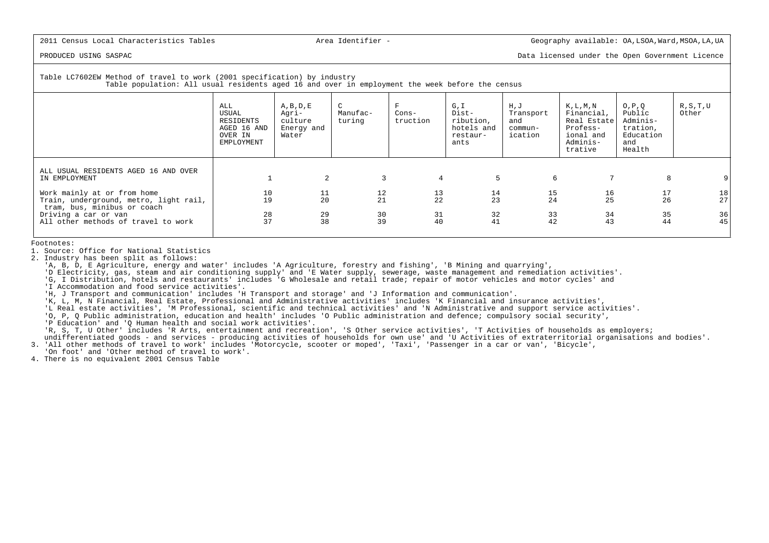2011 Census Local Characteristics Tables | Area Identifier - | Geography available: OA,LSOA,Ward,MSOA,LA,UA

PRODUCED USING SASPAC | Data licensed under the Open Government Licence

Table LC7602EW Method of travel to work (2001 specification) by industry
Table population: All usual residents aged 16 and over in employment the week before the census

| | ALL USUAL RESIDENTS AGED 16 AND OVER IN EMPLOYMENT | A,B,D,E Agri-culture Energy and Water | C Manufac-turing | F Cons-truction | G,I Dist-ribution, hotels and restaur-ants | H,J Transport and commun-ication | K,L,M,N Financial, Real Estate Profess-ional and Adminis-trative | O,P,Q Public Adminis-tration, Education and Health | R,S,T,U Other |
|---|---|---|---|---|---|---|---|---|---|
| ALL USUAL RESIDENTS AGED 16 AND OVER IN EMPLOYMENT | 1 | 2 | 3 | 4 | 5 | 6 | 7 | 8 | 9 |
| Work mainly at or from home | 10 | 11 | 12 | 13 | 14 | 15 | 16 | 17 | 18 |
| Train, underground, metro, light rail, tram, bus, minibus or coach | 19 | 20 | 21 | 22 | 23 | 24 | 25 | 26 | 27 |
| Driving a car or van | 28 | 29 | 30 | 31 | 32 | 33 | 34 | 35 | 36 |
| All other methods of travel to work | 37 | 38 | 39 | 40 | 41 | 42 | 43 | 44 | 45 |

Footnotes:

1. Source: Office for National Statistics
2. Industry has been split as follows:
   'A, B, D, E Agriculture, energy and water' includes 'A Agriculture, forestry and fishing', 'B Mining and quarrying',
   'D Electricity, gas, steam and air conditioning supply' and 'E Water supply, sewerage, waste management and remediation activities'.
   'G, I Distribution, hotels and restaurants' includes 'G Wholesale and retail trade; repair of motor vehicles and motor cycles' and
   'I Accommodation and food service activities'.
   'H, J Transport and communication' includes 'H Transport and storage' and 'J Information and communication'.
   'K, L, M, N Financial, Real Estate, Professional and Administrative activities' includes 'K Financial and insurance activities',
   'L Real estate activities', 'M Professional, scientific and technical activities' and 'N Administrative and support service activities'.
   'O, P, Q Public administration, education and health' includes 'O Public administration and defence; compulsory social security',
   'P Education' and 'Q Human health and social work activities'.
   'R, S, T, U Other' includes 'R Arts, entertainment and recreation', 'S Other service activities', 'T Activities of households as employers;
   undifferentiated goods - and services - producing activities of households for own use' and 'U Activities of extraterritorial organisations and bodies'.
3. 'All other methods of travel to work' includes 'Motorcycle, scooter or moped', 'Taxi', 'Passenger in a car or van', 'Bicycle',
   'On foot' and 'Other method of travel to work'.
4. There is no equivalent 2001 Census Table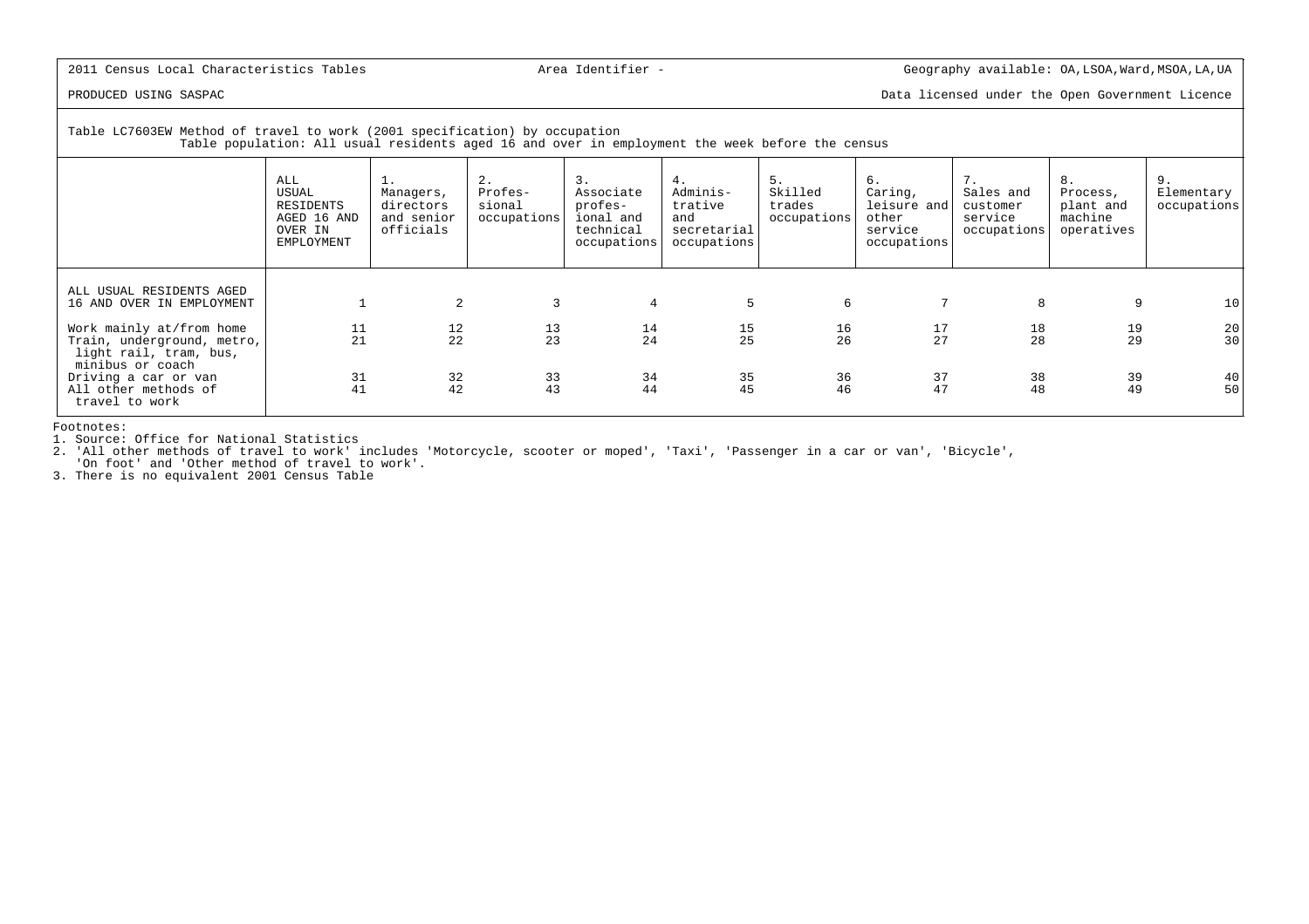2011 Census Local Characteristics Tables | Area Identifier - | Geography available: OA,LSOA,Ward,MSOA,LA,UA

PRODUCED USING SASPAC | Data licensed under the Open Government Licence

Table LC7603EW Method of travel to work (2001 specification) by occupation
Table population: All usual residents aged 16 and over in employment the week before the census

| | ALL USUAL RESIDENTS AGED 16 AND OVER IN EMPLOYMENT | 1. Managers, directors and senior officials | 2. Profes-sional occupations | 3. Associate profes-ional and technical occupations | 4. Adminis-trative and secretarial occupations | 5. Skilled trades occupations | 6. Caring, leisure and other service occupations | 7. Sales and customer service occupations | 8. Process, plant and machine operatives | 9. Elementary occupations |
|---|---|---|---|---|---|---|---|---|---|---|
| ALL USUAL RESIDENTS AGED 16 AND OVER IN EMPLOYMENT | 1 | 2 | 3 | 4 | 5 | 6 | 7 | 8 | 9 | 10 |
| Work mainly at/from home | 11 | 12 | 13 | 14 | 15 | 16 | 17 | 18 | 19 | 20 |
| Train, underground, metro, light rail, tram, bus, minibus or coach | 21 | 22 | 23 | 24 | 25 | 26 | 27 | 28 | 29 | 30 |
| Driving a car or van | 31 | 32 | 33 | 34 | 35 | 36 | 37 | 38 | 39 | 40 |
| All other methods of travel to work | 41 | 42 | 43 | 44 | 45 | 46 | 47 | 48 | 49 | 50 |

Footnotes:
1. Source: Office for National Statistics
2. 'All other methods of travel to work' includes 'Motorcycle, scooter or moped', 'Taxi', 'Passenger in a car or van', 'Bicycle', 'On foot' and 'Other method of travel to work'.
3. There is no equivalent 2001 Census Table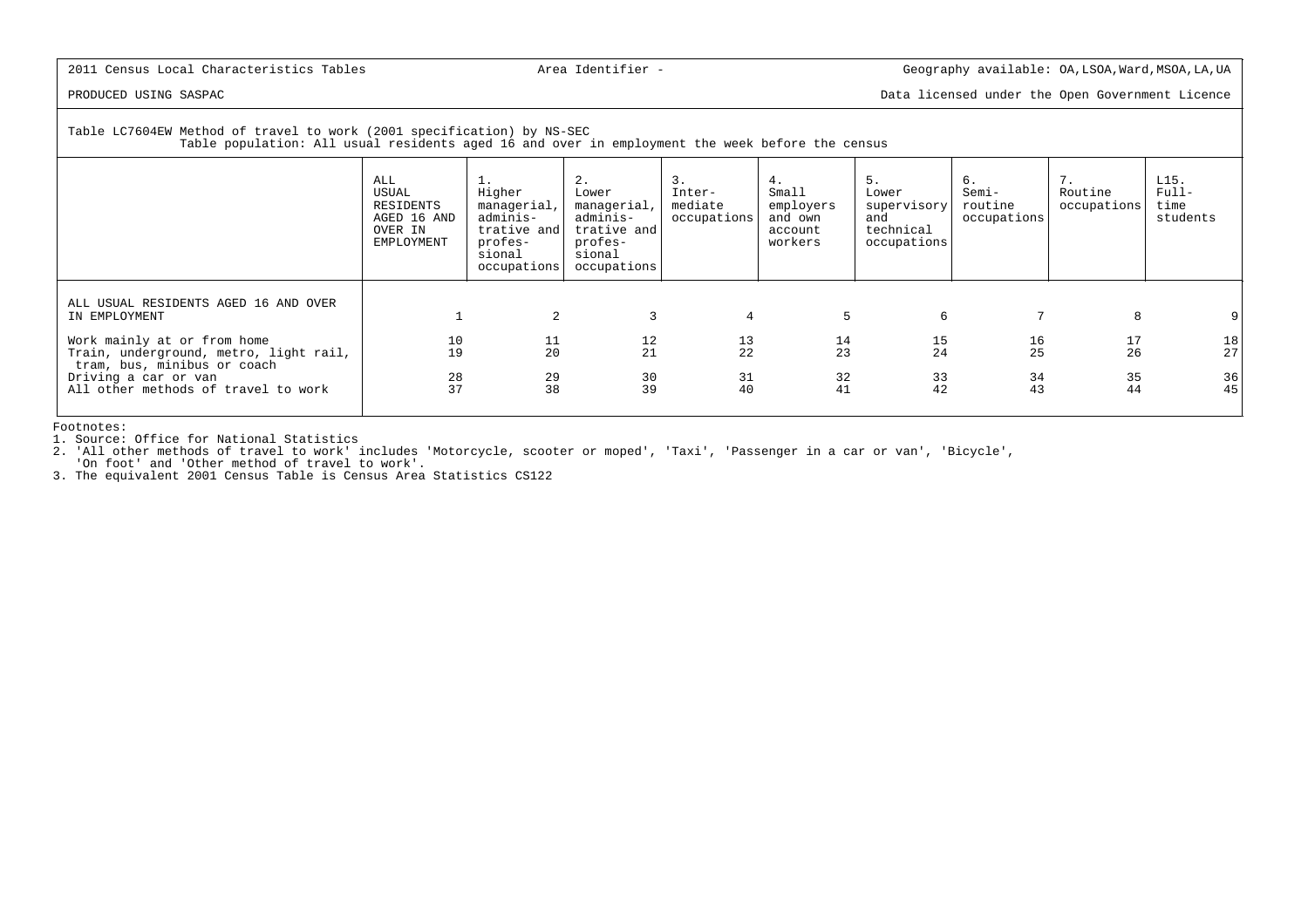2011 Census Local Characteristics Tables

Area Identifier -

Geography available: OA,LSOA,Ward,MSOA,LA,UA

PRODUCED USING SASPAC

Data licensed under the Open Government Licence

Table LC7604EW Method of travel to work (2001 specification) by NS-SEC
Table population: All usual residents aged 16 and over in employment the week before the census

| | ALL USUAL RESIDENTS AGED 16 AND OVER IN EMPLOYMENT | 1. Higher managerial, adminis- trative and profes- sional occupations | 2. Lower managerial, adminis- trative and profes- sional occupations | 3. Inter- mediate occupations | 4. Small employers and own account workers | 5. Lower supervisory and technical occupations | 6. Semi- routine occupations | 7. Routine occupations | L15. Full- time students |
|---|---|---|---|---|---|---|---|---|---|
| ALL USUAL RESIDENTS AGED 16 AND OVER IN EMPLOYMENT | 1 | 2 | 3 | 4 | 5 | 6 | 7 | 8 | 9 |
| Work mainly at or from home | 10 | 11 | 12 | 13 | 14 | 15 | 16 | 17 | 18 |
| Train, underground, metro, light rail, tram, bus, minibus or coach | 19 | 20 | 21 | 22 | 23 | 24 | 25 | 26 | 27 |
| Driving a car or van | 28 | 29 | 30 | 31 | 32 | 33 | 34 | 35 | 36 |
| All other methods of travel to work | 37 | 38 | 39 | 40 | 41 | 42 | 43 | 44 | 45 |

Footnotes:

1. Source: Office for National Statistics
2. 'All other methods of travel to work' includes 'Motorcycle, scooter or moped', 'Taxi', 'Passenger in a car or van', 'Bicycle', 'On foot' and 'Other method of travel to work'.
3. The equivalent 2001 Census Table is Census Area Statistics CS122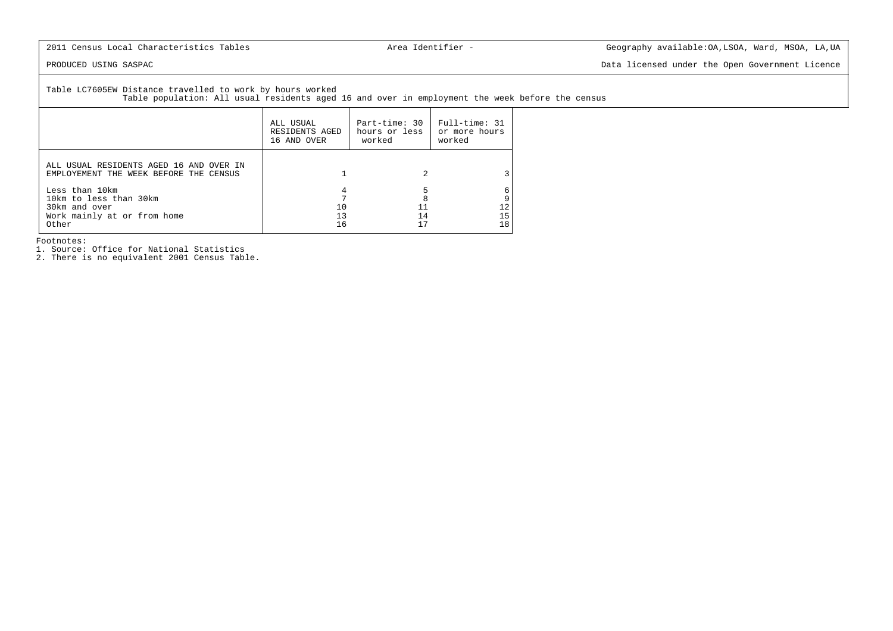2011 Census Local Characteristics Tables

Area Identifier -

Geography available:OA,LSOA, Ward, MSOA, LA,UA

PRODUCED USING SASPAC

Data licensed under the Open Government Licence

Table LC7605EW Distance travelled to work by hours worked
Table population: All usual residents aged 16 and over in employment the week before the census

| | ALL USUAL RESIDENTS AGED 16 AND OVER | Part-time: 30 hours or less worked | Full-time: 31 or more hours worked |
|---|---|---|---|
| ALL USUAL RESIDENTS AGED 16 AND OVER IN EMPLOYEMENT THE WEEK BEFORE THE CENSUS | 1 | 2 | 3 |
| Less than 10km | 4 | 5 | 6 |
| 10km to less than 30km | 7 | 8 | 9 |
| 30km and over | 10 | 11 | 12 |
| Work mainly at or from home | 13 | 14 | 15 |
| Other | 16 | 17 | 18 |

Footnotes:
1. Source: Office for National Statistics
2. There is no equivalent 2001 Census Table.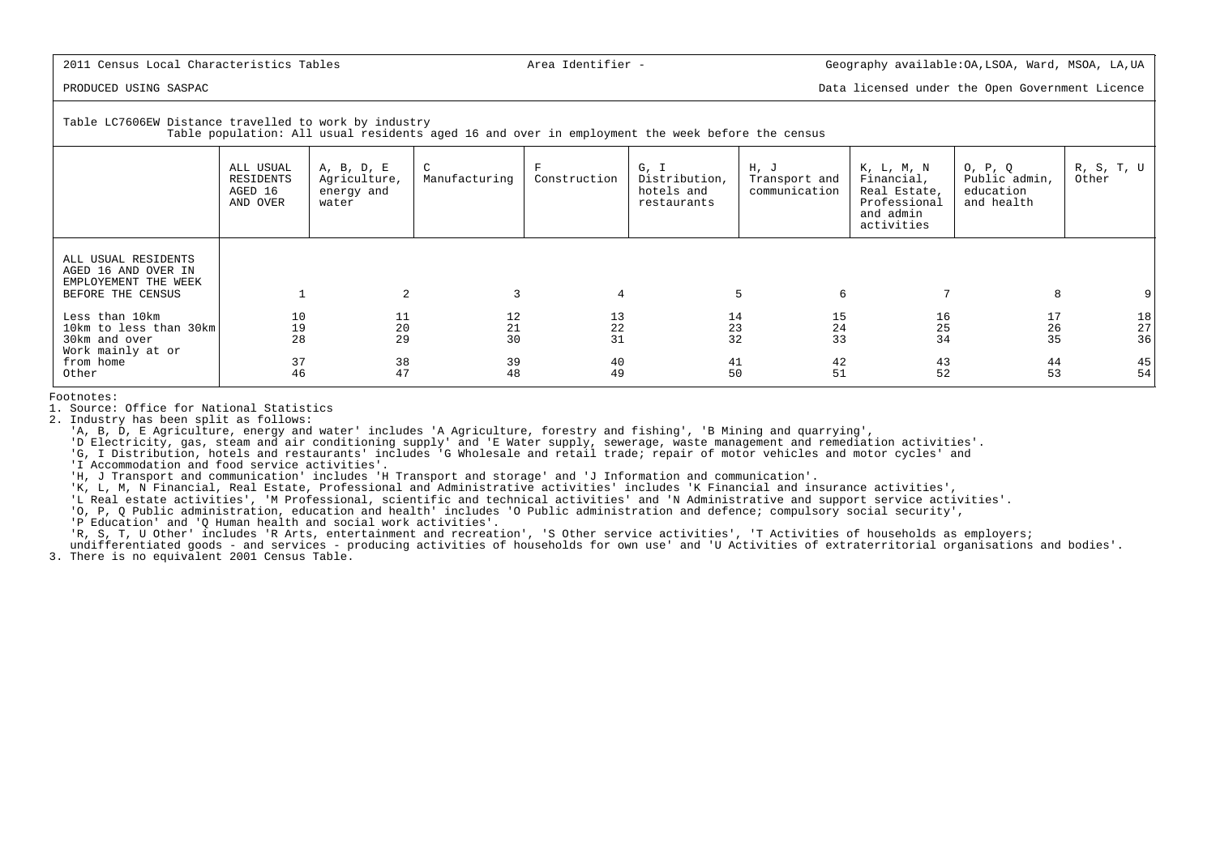2011 Census Local Characteristics Tables | Area Identifier - | Geography available:OA,LSOA, Ward, MSOA, LA,UA

PRODUCED USING SASPAC | Data licensed under the Open Government Licence

Table LC7606EW Distance travelled to work by industry
Table population: All usual residents aged 16 and over in employment the week before the census

| | ALL USUAL RESIDENTS AGED 16 AND OVER | A, B, D, E Agriculture, energy and water | C Manufacturing | F Construction | G, I Distribution, hotels and restaurants | H, J Transport and communication | K, L, M, N Financial, Real Estate, Professional and admin activities | O, P, Q Public admin, education and health | R, S, T, U Other |
|---|---|---|---|---|---|---|---|---|---|
| ALL USUAL RESIDENTS AGED 16 AND OVER IN EMPLOYMENT THE WEEK BEFORE THE CENSUS | 1 | 2 | 3 | 4 | 5 | 6 | 7 | 8 | 9 |
| Less than 10km | 10 | 11 | 12 | 13 | 14 | 15 | 16 | 17 | 18 |
| 10km to less than 30km | 19 | 20 | 21 | 22 | 23 | 24 | 25 | 26 | 27 |
| 30km and over | 28 | 29 | 30 | 31 | 32 | 33 | 34 | 35 | 36 |
| Work mainly at or from home | 37 | 38 | 39 | 40 | 41 | 42 | 43 | 44 | 45 |
| Other | 46 | 47 | 48 | 49 | 50 | 51 | 52 | 53 | 54 |

Footnotes:
1. Source: Office for National Statistics
2. Industry has been split as follows:
   'A, B, D, E Agriculture, energy and water' includes 'A Agriculture, forestry and fishing', 'B Mining and quarrying',
   'D Electricity, gas, steam and air conditioning supply' and 'E Water supply, sewerage, waste management and remediation activities'.
   'G, I Distribution, hotels and restaurants' includes 'G Wholesale and retail trade; repair of motor vehicles and motor cycles' and
   'I Accommodation and food service activities'.
   'H, J Transport and communication' includes 'H Transport and storage' and 'J Information and communication'.
   'K, L, M, N Financial, Real Estate, Professional and Administrative activities' includes 'K Financial and insurance activities',
   'L Real estate activities', 'M Professional, scientific and technical activities' and 'N Administrative and support service activities'.
   'O, P, Q Public administration, education and health' includes 'O Public administration and defence; compulsory social security',
   'P Education' and 'Q Human health and social work activities'.
   'R, S, T, U Other' includes 'R Arts, entertainment and recreation', 'S Other service activities', 'T Activities of households as employers;
   undifferentiated goods - and services - producing activities of households for own use' and 'U Activities of extraterritorial organisations and bodies'.
3. There is no equivalent 2001 Census Table.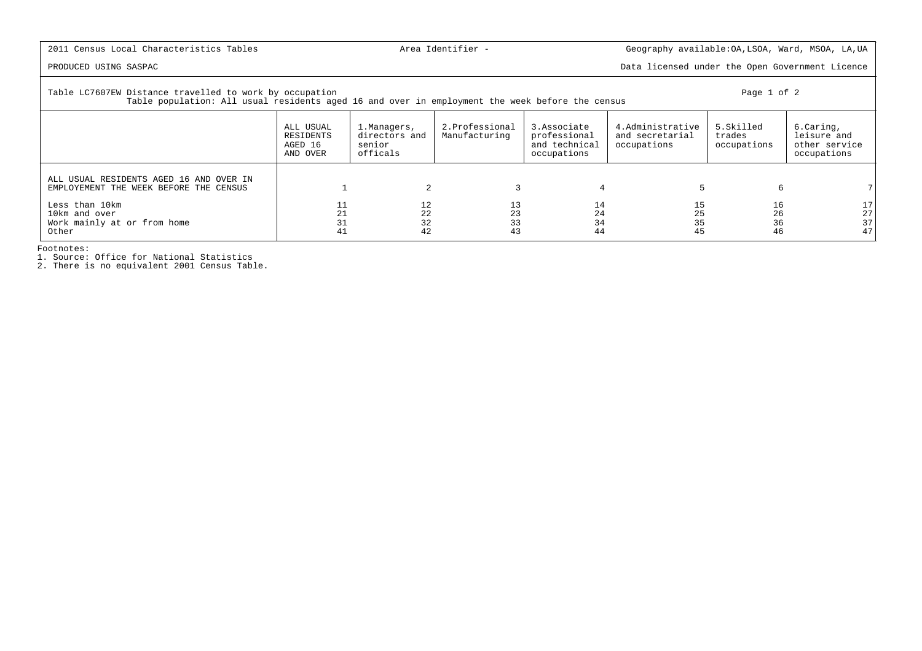2011 Census Local Characteristics Tables

Area Identifier -

Geography available:OA,LSOA, Ward, MSOA, LA,UA

PRODUCED USING SASPAC

Data licensed under the Open Government Licence

Table LC7607EW Distance travelled to work by occupation
Table population: All usual residents aged 16 and over in employment the week before the census

|  | ALL USUAL RESIDENTS AGED 16 AND OVER | 1.Managers, directors and senior officals | 2.Professional Manufacturing | 3.Associate professional and technical occupations | 4.Administrative and secretarial occupations | 5.Skilled trades occupations | 6.Caring, leisure and other service occupations |
|---|---|---|---|---|---|---|---|
| ALL USUAL RESIDENTS AGED 16 AND OVER IN EMPLOYEMENT THE WEEK BEFORE THE CENSUS | 1 | 2 | 3 | 4 | 5 | 6 | 7 |
| Less than 10km | 11 | 12 | 13 | 14 | 15 | 16 | 17 |
| 10km and over | 21 | 22 | 23 | 24 | 25 | 26 | 27 |
| Work mainly at or from home | 31 | 32 | 33 | 34 | 35 | 36 | 37 |
| Other | 41 | 42 | 43 | 44 | 45 | 46 | 47 |

Footnotes:
1. Source: Office for National Statistics
2. There is no equivalent 2001 Census Table.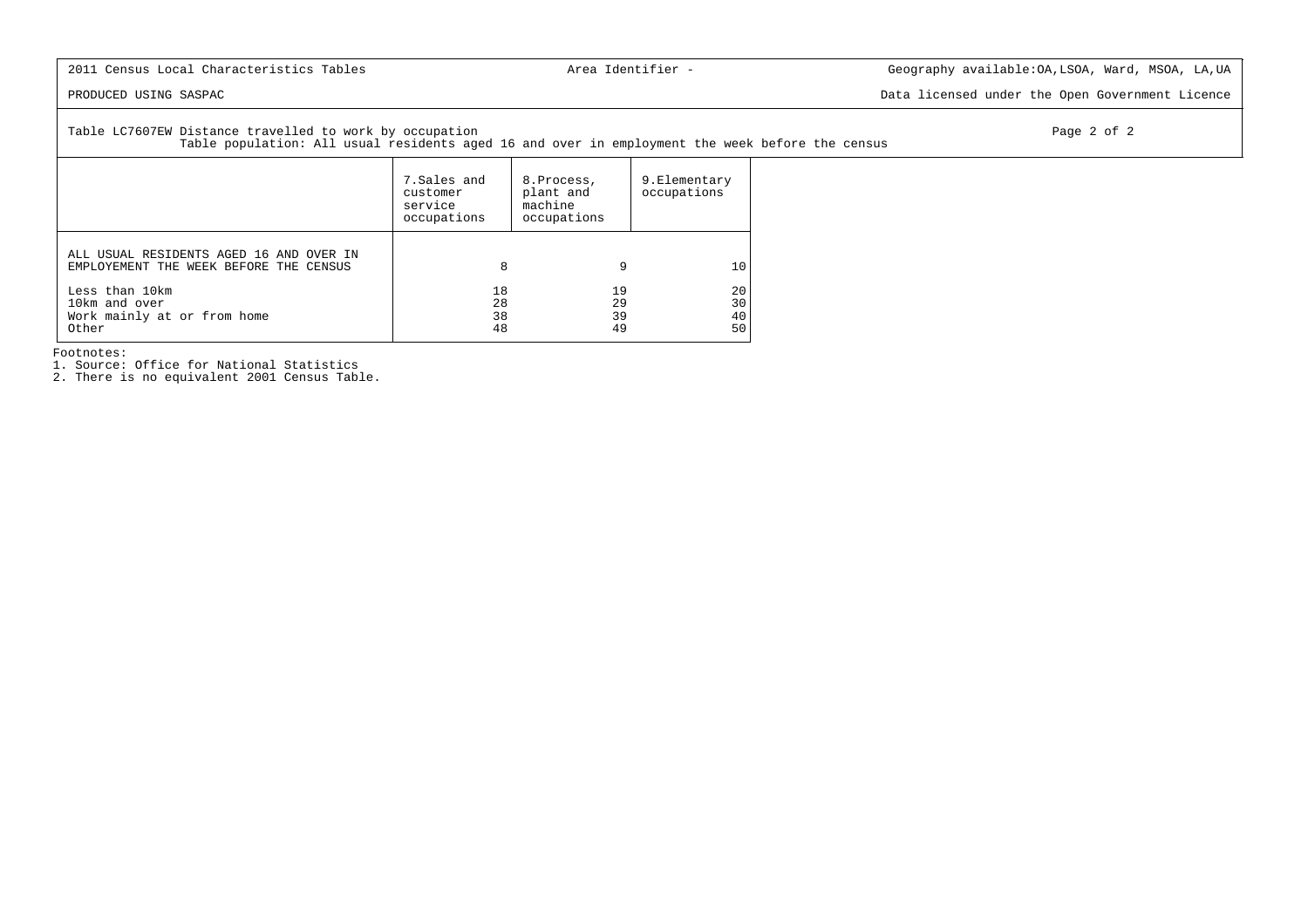2011 Census Local Characteristics Tables | Area Identifier - | Geography available:OA,LSOA, Ward, MSOA, LA,UA

PRODUCED USING SASPAC | Data licensed under the Open Government Licence

Table LC7607EW Distance travelled to work by occupation
Table population: All usual residents aged 16 and over in employment the week before the census

| | 7.Sales and customer service occupations | 8.Process, plant and machine occupations | 9.Elementary occupations |
|---|---|---|---|
| ALL USUAL RESIDENTS AGED 16 AND OVER IN EMPLOYEMENT THE WEEK BEFORE THE CENSUS | 8 | 9 | 10 |
| Less than 10km | 18 | 19 | 20 |
| 10km and over | 28 | 29 | 30 |
| Work mainly at or from home | 38 | 39 | 40 |
| Other | 48 | 49 | 50 |

Footnotes:
1. Source: Office for National Statistics
2. There is no equivalent 2001 Census Table.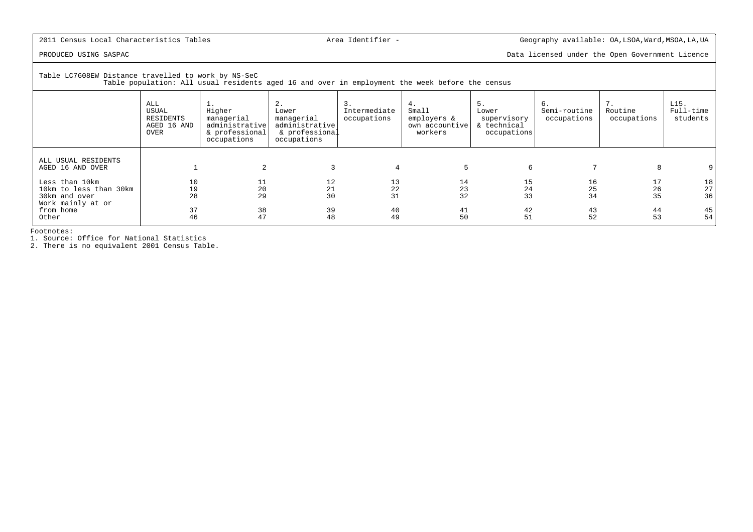2011 Census Local Characteristics Tables | Area Identifier - | Geography available: OA,LSOA,Ward,MSOA,LA,UA

PRODUCED USING SASPAC | Data licensed under the Open Government Licence

Table LC7608EW Distance travelled to work by NS-SeC
Table population: All usual residents aged 16 and over in employment the week before the census

| | ALL USUAL RESIDENTS AGED 16 AND OVER | 1. Higher managerial administrative & professional occupations | 2. Lower managerial administrative & professional occupations | 3. Intermediate occupations | 4. Small employers & own accountive workers | 5. Lower supervisory & technical occupations | 6. Semi-routine occupations | 7. Routine occupations | L15. Full-time students |
|---|---|---|---|---|---|---|---|---|---|
| ALL USUAL RESIDENTS AGED 16 AND OVER | 1 | 2 | 3 | 4 | 5 | 6 | 7 | 8 | 9 |
| Less than 10km | 10 | 11 | 12 | 13 | 14 | 15 | 16 | 17 | 18 |
| 10km to less than 30km | 19 | 20 | 21 | 22 | 23 | 24 | 25 | 26 | 27 |
| 30km and over | 28 | 29 | 30 | 31 | 32 | 33 | 34 | 35 | 36 |
| Work mainly at or from home | 37 | 38 | 39 | 40 | 41 | 42 | 43 | 44 | 45 |
| Other | 46 | 47 | 48 | 49 | 50 | 51 | 52 | 53 | 54 |

Footnotes:
1. Source: Office for National Statistics
2. There is no equivalent 2001 Census Table.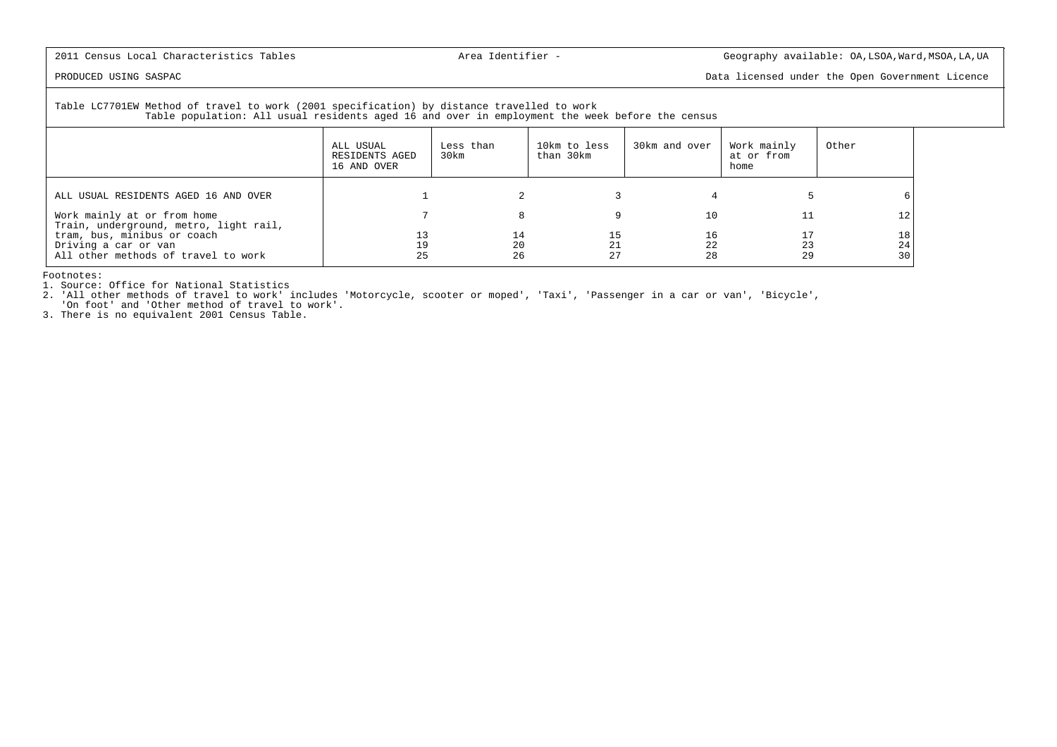2011 Census Local Characteristics Tables | Area Identifier - | Geography available: OA,LSOA,Ward,MSOA,LA,UA

PRODUCED USING SASPAC | Data licensed under the Open Government Licence

Table LC7701EW Method of travel to work (2001 specification) by distance travelled to work
Table population: All usual residents aged 16 and over in employment the week before the census

| | ALL USUAL RESIDENTS AGED 16 AND OVER | Less than 30km | 10km to less than 30km | 30km and over | Work mainly at or from home | Other |
|---|---|---|---|---|---|---|
| ALL USUAL RESIDENTS AGED 16 AND OVER | 1 | 2 | 3 | 4 | 5 | 6 |
| Work mainly at or from home | 7 | 8 | 9 | 10 | 11 | 12 |
| Train, underground, metro, light rail, tram, bus, minibus or coach | 13 | 14 | 15 | 16 | 17 | 18 |
| Driving a car or van | 19 | 20 | 21 | 22 | 23 | 24 |
| All other methods of travel to work | 25 | 26 | 27 | 28 | 29 | 30 |

Footnotes:
1. Source: Office for National Statistics
2. 'All other methods of travel to work' includes 'Motorcycle, scooter or moped', 'Taxi', 'Passenger in a car or van', 'Bicycle', 'On foot' and 'Other method of travel to work'.
3. There is no equivalent 2001 Census Table.